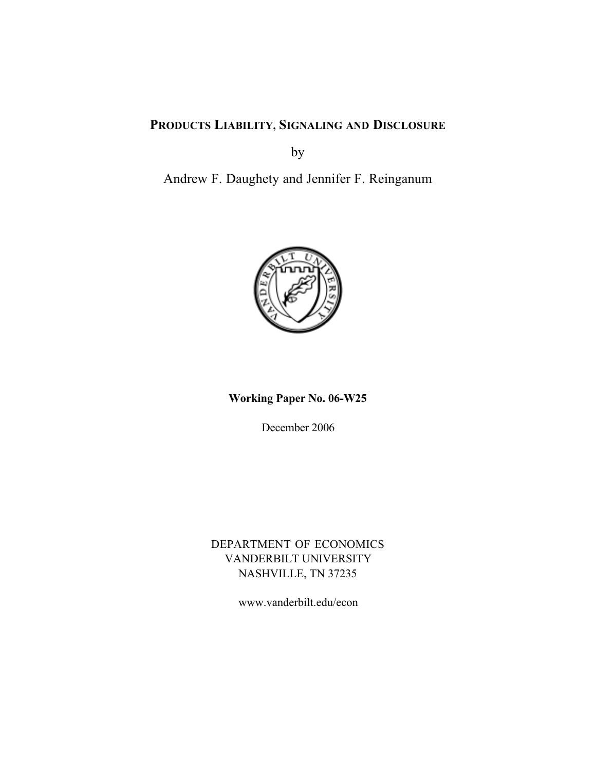**PRODUCTS LIABILITY, SIGNALING AND DISCLOSURE**

by

Andrew F. Daughety and Jennifer F. Reinganum

**Working Paper No. 06-W25**

December 2006

DEPARTMENT OF ECONOMICS
VANDERBILT UNIVERSITY
NASHVILLE, TN 37235

www.vanderbilt.edu/econ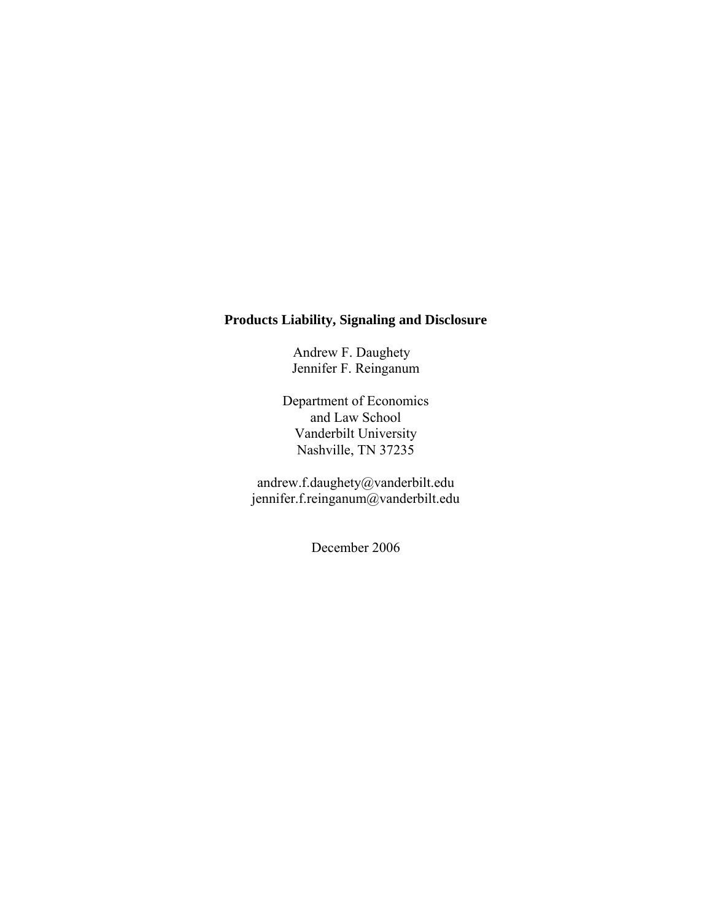**Products Liability, Signaling and Disclosure**

Andrew F. Daughety
Jennifer F. Reinganum

Department of Economics
and Law School
Vanderbilt University
Nashville, TN 37235

andrew.f.daughety@vanderbilt.edu
jennifer.f.reinganum@vanderbilt.edu

December 2006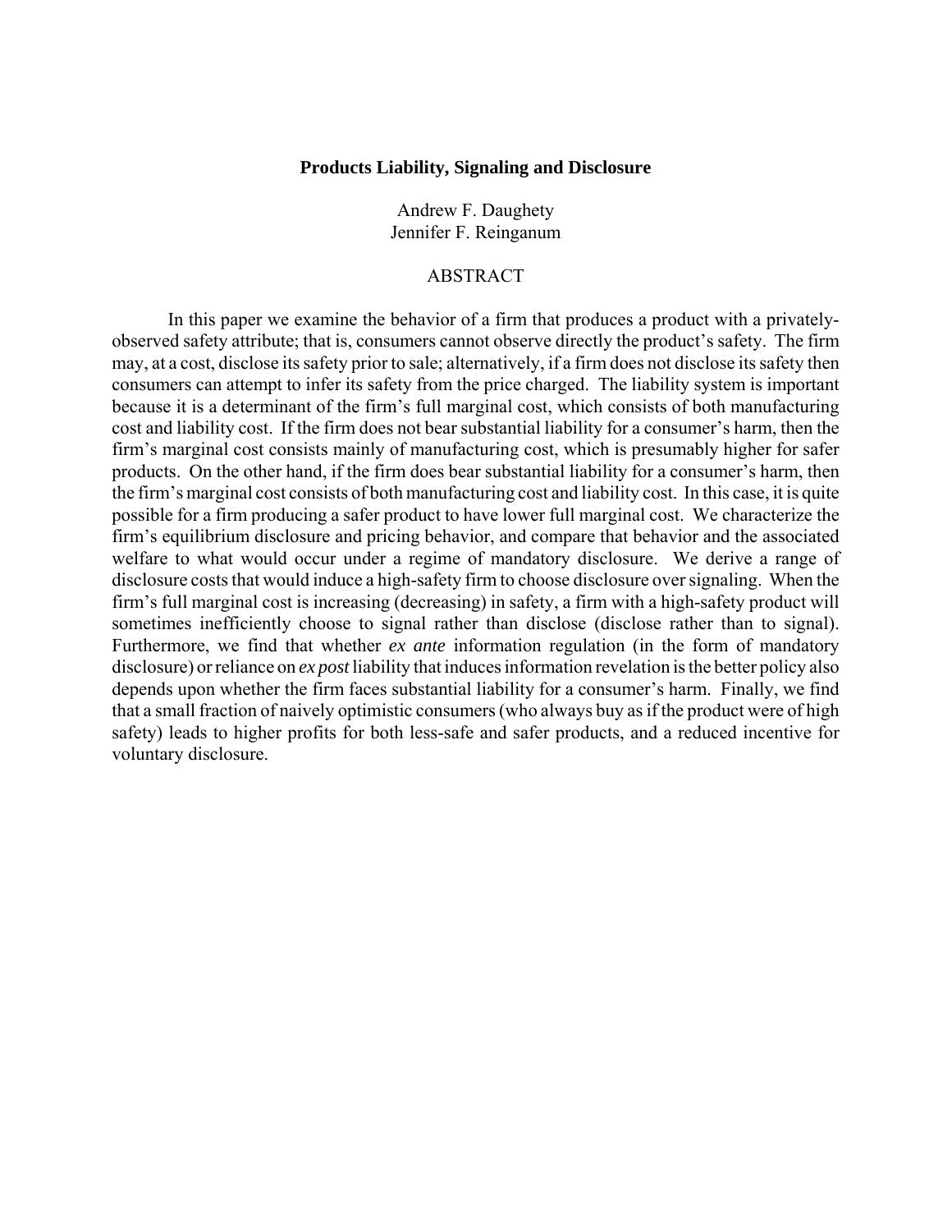**Products Liability, Signaling and Disclosure**

Andrew F. Daughety
Jennifer F. Reinganum

ABSTRACT

In this paper we examine the behavior of a firm that produces a product with a privately-observed safety attribute; that is, consumers cannot observe directly the product's safety. The firm may, at a cost, disclose its safety prior to sale; alternatively, if a firm does not disclose its safety then consumers can attempt to infer its safety from the price charged. The liability system is important because it is a determinant of the firm's full marginal cost, which consists of both manufacturing cost and liability cost. If the firm does not bear substantial liability for a consumer's harm, then the firm's marginal cost consists mainly of manufacturing cost, which is presumably higher for safer products. On the other hand, if the firm does bear substantial liability for a consumer's harm, then the firm's marginal cost consists of both manufacturing cost and liability cost. In this case, it is quite possible for a firm producing a safer product to have lower full marginal cost. We characterize the firm's equilibrium disclosure and pricing behavior, and compare that behavior and the associated welfare to what would occur under a regime of mandatory disclosure. We derive a range of disclosure costs that would induce a high-safety firm to choose disclosure over signaling. When the firm's full marginal cost is increasing (decreasing) in safety, a firm with a high-safety product will sometimes inefficiently choose to signal rather than disclose (disclose rather than to signal). Furthermore, we find that whether *ex ante* information regulation (in the form of mandatory disclosure) or reliance on *ex post* liability that induces information revelation is the better policy also depends upon whether the firm faces substantial liability for a consumer's harm. Finally, we find that a small fraction of naively optimistic consumers (who always buy as if the product were of high safety) leads to higher profits for both less-safe and safer products, and a reduced incentive for voluntary disclosure.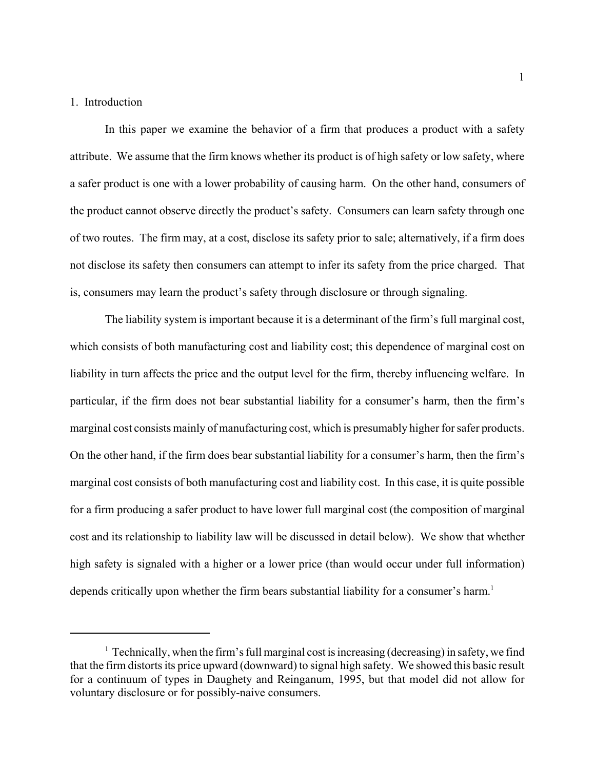## 1. Introduction

In this paper we examine the behavior of a firm that produces a product with a safety attribute. We assume that the firm knows whether its product is of high safety or low safety, where a safer product is one with a lower probability of causing harm. On the other hand, consumers of the product cannot observe directly the product's safety. Consumers can learn safety through one of two routes. The firm may, at a cost, disclose its safety prior to sale; alternatively, if a firm does not disclose its safety then consumers can attempt to infer its safety from the price charged. That is, consumers may learn the product's safety through disclosure or through signaling.

The liability system is important because it is a determinant of the firm's full marginal cost, which consists of both manufacturing cost and liability cost; this dependence of marginal cost on liability in turn affects the price and the output level for the firm, thereby influencing welfare. In particular, if the firm does not bear substantial liability for a consumer's harm, then the firm's marginal cost consists mainly of manufacturing cost, which is presumably higher for safer products. On the other hand, if the firm does bear substantial liability for a consumer's harm, then the firm's marginal cost consists of both manufacturing cost and liability cost. In this case, it is quite possible for a firm producing a safer product to have lower full marginal cost (the composition of marginal cost and its relationship to liability law will be discussed in detail below). We show that whether high safety is signaled with a higher or a lower price (than would occur under full information) depends critically upon whether the firm bears substantial liability for a consumer's harm.[1]

---

[1] Technically, when the firm's full marginal cost is increasing (decreasing) in safety, we find that the firm distorts its price upward (downward) to signal high safety. We showed this basic result for a continuum of types in Daughety and Reinganum, 1995, but that model did not allow for voluntary disclosure or for possibly-naive consumers.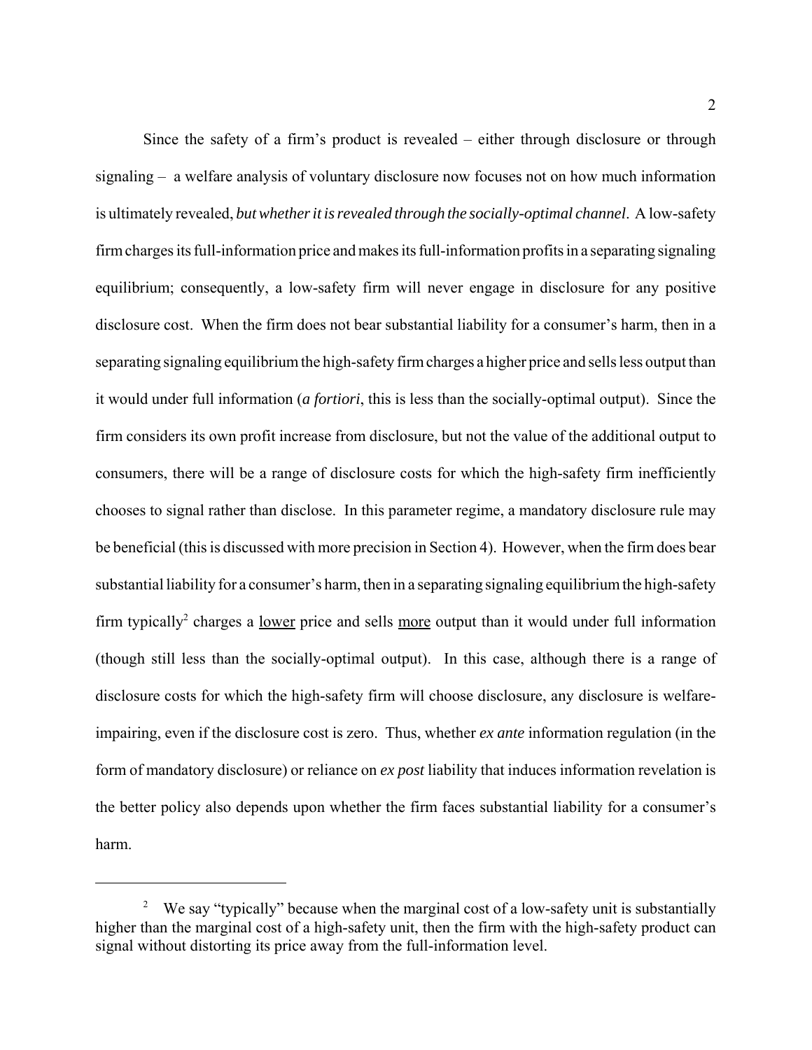Since the safety of a firm's product is revealed – either through disclosure or through signaling – a welfare analysis of voluntary disclosure now focuses not on how much information is ultimately revealed, *but whether it is revealed through the socially-optimal channel*. A low-safety firm charges its full-information price and makes its full-information profits in a separating signaling equilibrium; consequently, a low-safety firm will never engage in disclosure for any positive disclosure cost. When the firm does not bear substantial liability for a consumer's harm, then in a separating signaling equilibrium the high-safety firm charges a higher price and sells less output than it would under full information (*a fortiori*, this is less than the socially-optimal output). Since the firm considers its own profit increase from disclosure, but not the value of the additional output to consumers, there will be a range of disclosure costs for which the high-safety firm inefficiently chooses to signal rather than disclose. In this parameter regime, a mandatory disclosure rule may be beneficial (this is discussed with more precision in Section 4). However, when the firm does bear substantial liability for a consumer's harm, then in a separating signaling equilibrium the high-safety firm typically[2] charges a <u>lower</u> price and sells <u>more</u> output than it would under full information (though still less than the socially-optimal output). In this case, although there is a range of disclosure costs for which the high-safety firm will choose disclosure, any disclosure is welfare-impairing, even if the disclosure cost is zero. Thus, whether *ex ante* information regulation (in the form of mandatory disclosure) or reliance on *ex post* liability that induces information revelation is the better policy also depends upon whether the firm faces substantial liability for a consumer's harm.

---

[2] We say "typically" because when the marginal cost of a low-safety unit is substantially higher than the marginal cost of a high-safety unit, then the firm with the high-safety product can signal without distorting its price away from the full-information level.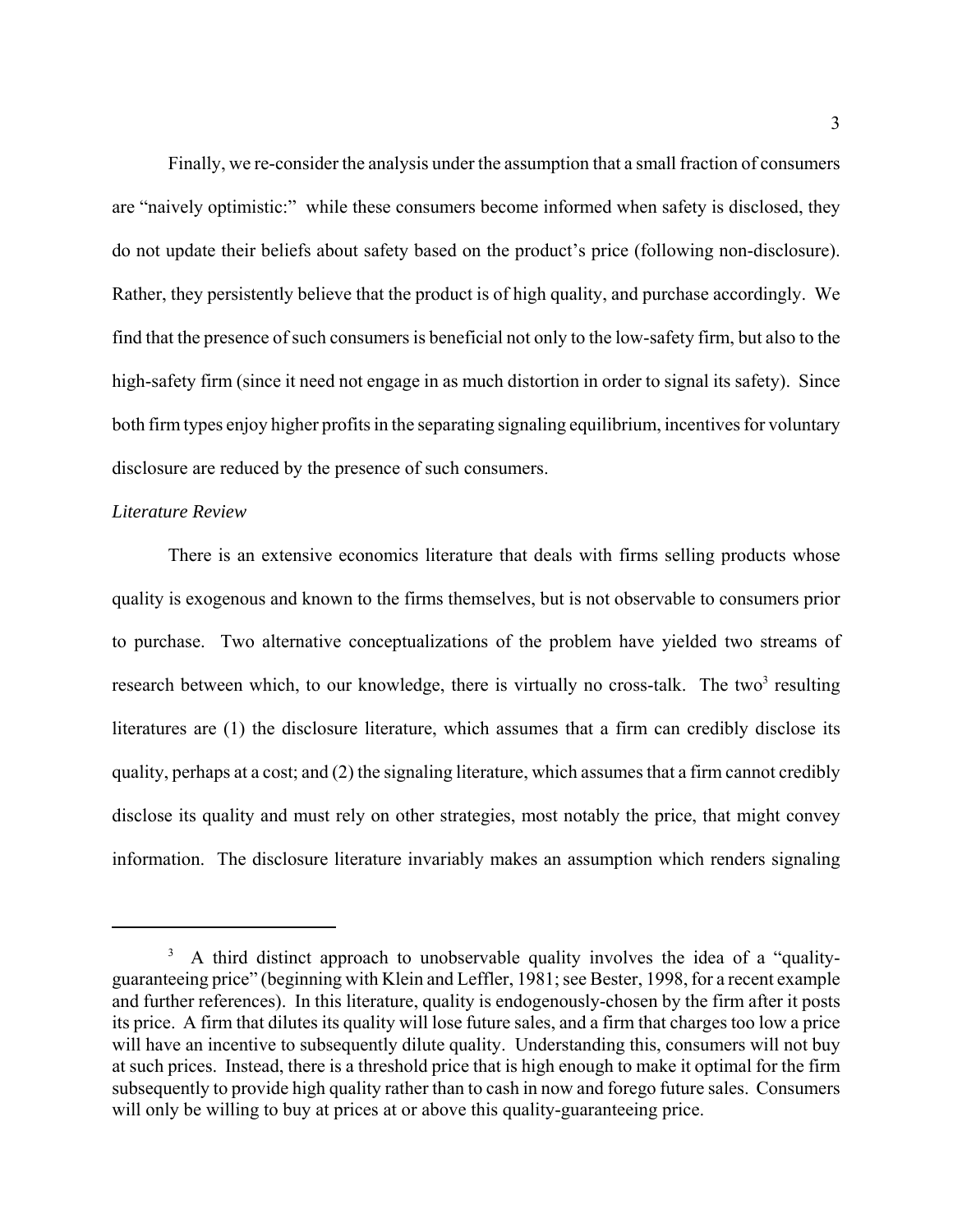Finally, we re-consider the analysis under the assumption that a small fraction of consumers are "naively optimistic:" while these consumers become informed when safety is disclosed, they do not update their beliefs about safety based on the product's price (following non-disclosure). Rather, they persistently believe that the product is of high quality, and purchase accordingly. We find that the presence of such consumers is beneficial not only to the low-safety firm, but also to the high-safety firm (since it need not engage in as much distortion in order to signal its safety). Since both firm types enjoy higher profits in the separating signaling equilibrium, incentives for voluntary disclosure are reduced by the presence of such consumers.

*Literature Review*

There is an extensive economics literature that deals with firms selling products whose quality is exogenous and known to the firms themselves, but is not observable to consumers prior to purchase. Two alternative conceptualizations of the problem have yielded two streams of research between which, to our knowledge, there is virtually no cross-talk. The two[3] resulting literatures are (1) the disclosure literature, which assumes that a firm can credibly disclose its quality, perhaps at a cost; and (2) the signaling literature, which assumes that a firm cannot credibly disclose its quality and must rely on other strategies, most notably the price, that might convey information. The disclosure literature invariably makes an assumption which renders signaling

---

[3] A third distinct approach to unobservable quality involves the idea of a "quality-guaranteeing price" (beginning with Klein and Leffler, 1981; see Bester, 1998, for a recent example and further references). In this literature, quality is endogenously-chosen by the firm after it posts its price. A firm that dilutes its quality will lose future sales, and a firm that charges too low a price will have an incentive to subsequently dilute quality. Understanding this, consumers will not buy at such prices. Instead, there is a threshold price that is high enough to make it optimal for the firm subsequently to provide high quality rather than to cash in now and forego future sales. Consumers will only be willing to buy at prices at or above this quality-guaranteeing price.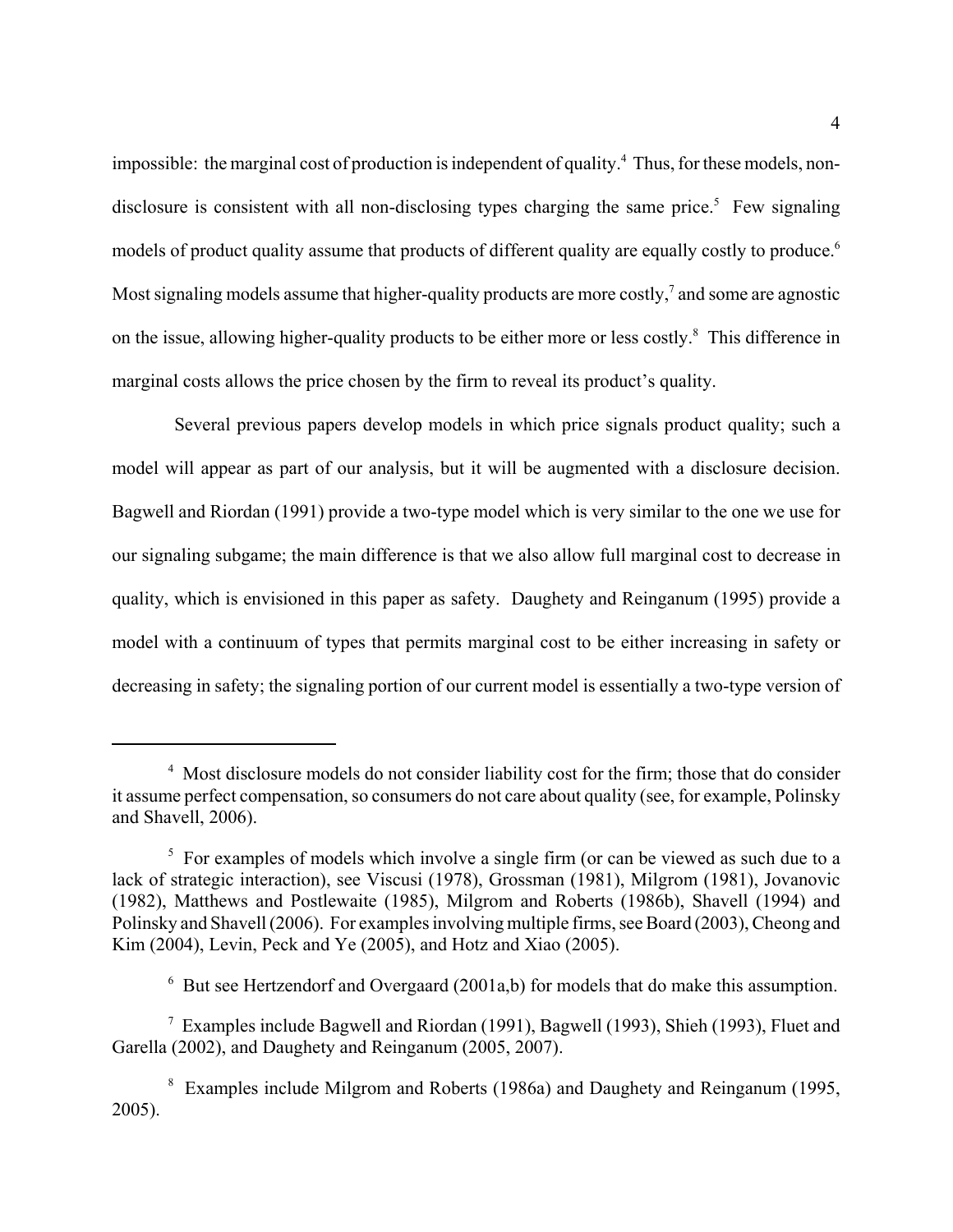impossible: the marginal cost of production is independent of quality.[4] Thus, for these models, non-disclosure is consistent with all non-disclosing types charging the same price.[5] Few signaling models of product quality assume that products of different quality are equally costly to produce.[6] Most signaling models assume that higher-quality products are more costly,[7] and some are agnostic on the issue, allowing higher-quality products to be either more or less costly.[8] This difference in marginal costs allows the price chosen by the firm to reveal its product's quality.

Several previous papers develop models in which price signals product quality; such a model will appear as part of our analysis, but it will be augmented with a disclosure decision. Bagwell and Riordan (1991) provide a two-type model which is very similar to the one we use for our signaling subgame; the main difference is that we also allow full marginal cost to decrease in quality, which is envisioned in this paper as safety. Daughety and Reinganum (1995) provide a model with a continuum of types that permits marginal cost to be either increasing in safety or decreasing in safety; the signaling portion of our current model is essentially a two-type version of

---

[4] Most disclosure models do not consider liability cost for the firm; those that do consider it assume perfect compensation, so consumers do not care about quality (see, for example, Polinsky and Shavell, 2006).

[5] For examples of models which involve a single firm (or can be viewed as such due to a lack of strategic interaction), see Viscusi (1978), Grossman (1981), Milgrom (1981), Jovanovic (1982), Matthews and Postlewaite (1985), Milgrom and Roberts (1986b), Shavell (1994) and Polinsky and Shavell (2006). For examples involving multiple firms, see Board (2003), Cheong and Kim (2004), Levin, Peck and Ye (2005), and Hotz and Xiao (2005).

[6] But see Hertzendorf and Overgaard (2001a,b) for models that do make this assumption.

[7] Examples include Bagwell and Riordan (1991), Bagwell (1993), Shieh (1993), Fluet and Garella (2002), and Daughety and Reinganum (2005, 2007).

[8] Examples include Milgrom and Roberts (1986a) and Daughety and Reinganum (1995, 2005).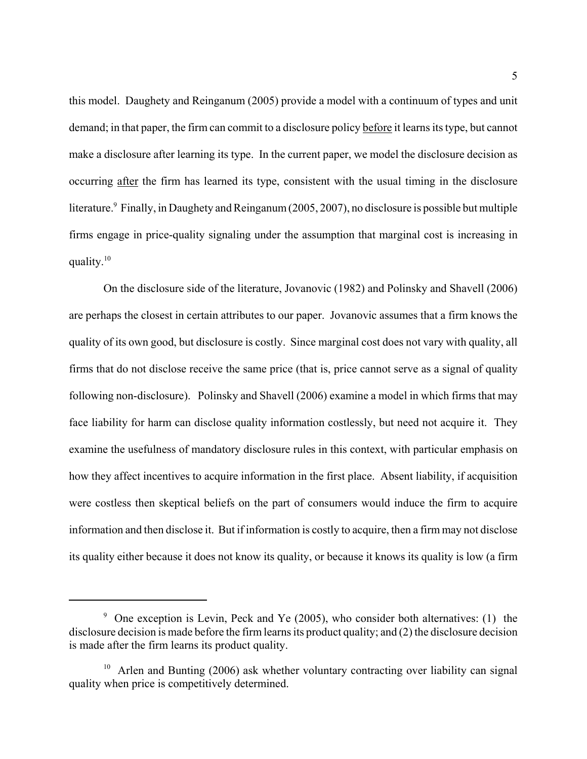this model. Daughety and Reinganum (2005) provide a model with a continuum of types and unit demand; in that paper, the firm can commit to a disclosure policy before it learns its type, but cannot make a disclosure after learning its type. In the current paper, we model the disclosure decision as occurring after the firm has learned its type, consistent with the usual timing in the disclosure literature.[9] Finally, in Daughety and Reinganum (2005, 2007), no disclosure is possible but multiple firms engage in price-quality signaling under the assumption that marginal cost is increasing in quality.[10]

On the disclosure side of the literature, Jovanovic (1982) and Polinsky and Shavell (2006) are perhaps the closest in certain attributes to our paper. Jovanovic assumes that a firm knows the quality of its own good, but disclosure is costly. Since marginal cost does not vary with quality, all firms that do not disclose receive the same price (that is, price cannot serve as a signal of quality following non-disclosure). Polinsky and Shavell (2006) examine a model in which firms that may face liability for harm can disclose quality information costlessly, but need not acquire it. They examine the usefulness of mandatory disclosure rules in this context, with particular emphasis on how they affect incentives to acquire information in the first place. Absent liability, if acquisition were costless then skeptical beliefs on the part of consumers would induce the firm to acquire information and then disclose it. But if information is costly to acquire, then a firm may not disclose its quality either because it does not know its quality, or because it knows its quality is low (a firm

---

[9] One exception is Levin, Peck and Ye (2005), who consider both alternatives: (1) the disclosure decision is made before the firm learns its product quality; and (2) the disclosure decision is made after the firm learns its product quality.

[10] Arlen and Bunting (2006) ask whether voluntary contracting over liability can signal quality when price is competitively determined.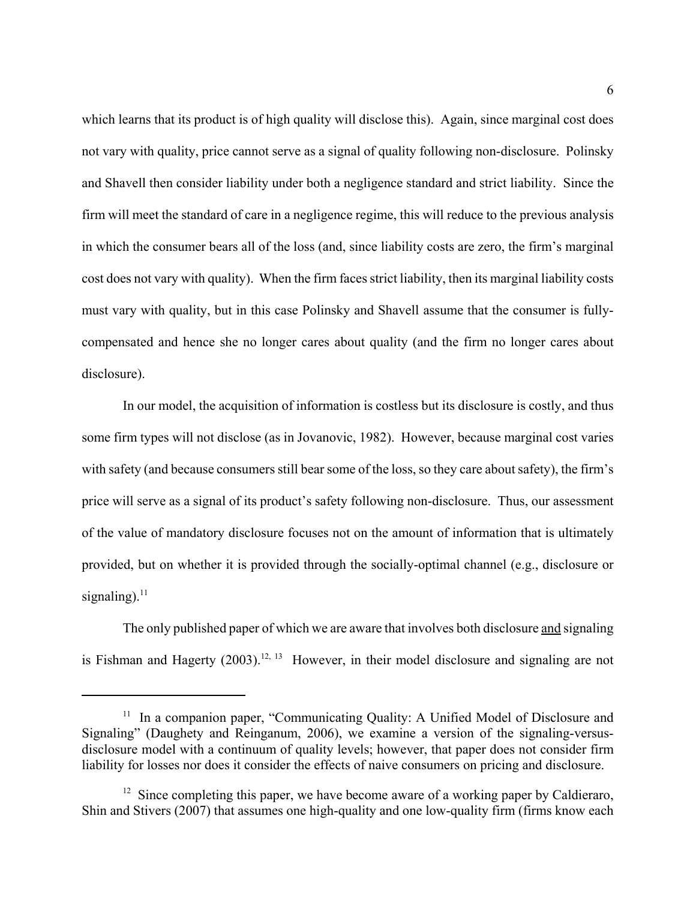which learns that its product is of high quality will disclose this). Again, since marginal cost does not vary with quality, price cannot serve as a signal of quality following non-disclosure. Polinsky and Shavell then consider liability under both a negligence standard and strict liability. Since the firm will meet the standard of care in a negligence regime, this will reduce to the previous analysis in which the consumer bears all of the loss (and, since liability costs are zero, the firm's marginal cost does not vary with quality). When the firm faces strict liability, then its marginal liability costs must vary with quality, but in this case Polinsky and Shavell assume that the consumer is fully-compensated and hence she no longer cares about quality (and the firm no longer cares about disclosure).

In our model, the acquisition of information is costless but its disclosure is costly, and thus some firm types will not disclose (as in Jovanovic, 1982). However, because marginal cost varies with safety (and because consumers still bear some of the loss, so they care about safety), the firm's price will serve as a signal of its product's safety following non-disclosure. Thus, our assessment of the value of mandatory disclosure focuses not on the amount of information that is ultimately provided, but on whether it is provided through the socially-optimal channel (e.g., disclosure or signaling).[11]

The only published paper of which we are aware that involves both disclosure <u>and</u> signaling is Fishman and Hagerty (2003).[12, 13] However, in their model disclosure and signaling are not

[11] In a companion paper, "Communicating Quality: A Unified Model of Disclosure and Signaling" (Daughety and Reinganum, 2006), we examine a version of the signaling-versus-disclosure model with a continuum of quality levels; however, that paper does not consider firm liability for losses nor does it consider the effects of naive consumers on pricing and disclosure.

[12] Since completing this paper, we have become aware of a working paper by Caldieraro, Shin and Stivers (2007) that assumes one high-quality and one low-quality firm (firms know each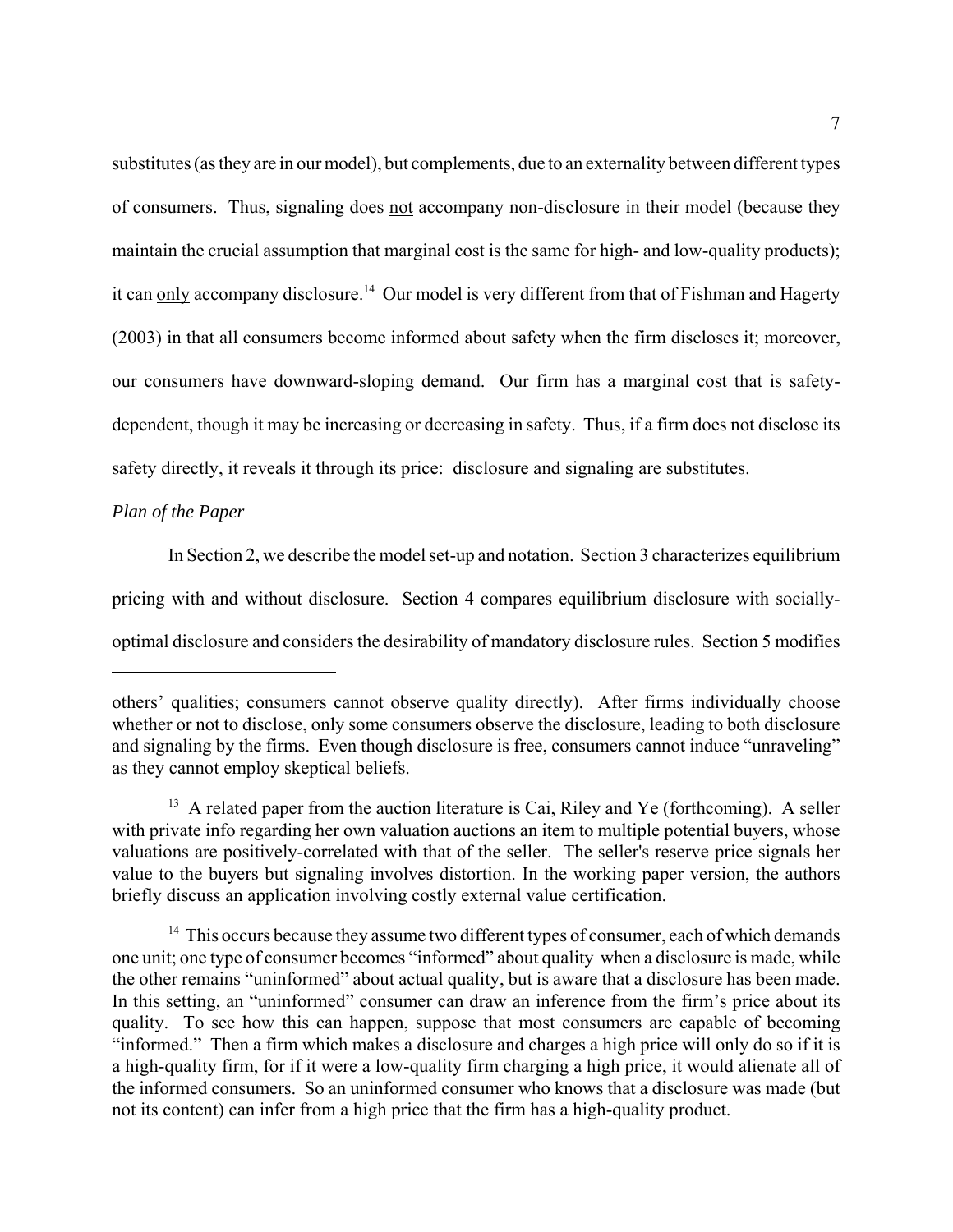substitutes (as they are in our model), but complements, due to an externality between different types of consumers. Thus, signaling does not accompany non-disclosure in their model (because they maintain the crucial assumption that marginal cost is the same for high- and low-quality products); it can only accompany disclosure.[14] Our model is very different from that of Fishman and Hagerty (2003) in that all consumers become informed about safety when the firm discloses it; moreover, our consumers have downward-sloping demand. Our firm has a marginal cost that is safety-dependent, though it may be increasing or decreasing in safety. Thus, if a firm does not disclose its safety directly, it reveals it through its price: disclosure and signaling are substitutes.

*Plan of the Paper*

In Section 2, we describe the model set-up and notation. Section 3 characterizes equilibrium pricing with and without disclosure. Section 4 compares equilibrium disclosure with socially-optimal disclosure and considers the desirability of mandatory disclosure rules. Section 5 modifies

---

others' qualities; consumers cannot observe quality directly). After firms individually choose whether or not to disclose, only some consumers observe the disclosure, leading to both disclosure and signaling by the firms. Even though disclosure is free, consumers cannot induce "unraveling" as they cannot employ skeptical beliefs.

[13] A related paper from the auction literature is Cai, Riley and Ye (forthcoming). A seller with private info regarding her own valuation auctions an item to multiple potential buyers, whose valuations are positively-correlated with that of the seller. The seller's reserve price signals her value to the buyers but signaling involves distortion. In the working paper version, the authors briefly discuss an application involving costly external value certification.

[14] This occurs because they assume two different types of consumer, each of which demands one unit; one type of consumer becomes "informed" about quality when a disclosure is made, while the other remains "uninformed" about actual quality, but is aware that a disclosure has been made. In this setting, an "uninformed" consumer can draw an inference from the firm's price about its quality. To see how this can happen, suppose that most consumers are capable of becoming "informed." Then a firm which makes a disclosure and charges a high price will only do so if it is a high-quality firm, for if it were a low-quality firm charging a high price, it would alienate all of the informed consumers. So an uninformed consumer who knows that a disclosure was made (but not its content) can infer from a high price that the firm has a high-quality product.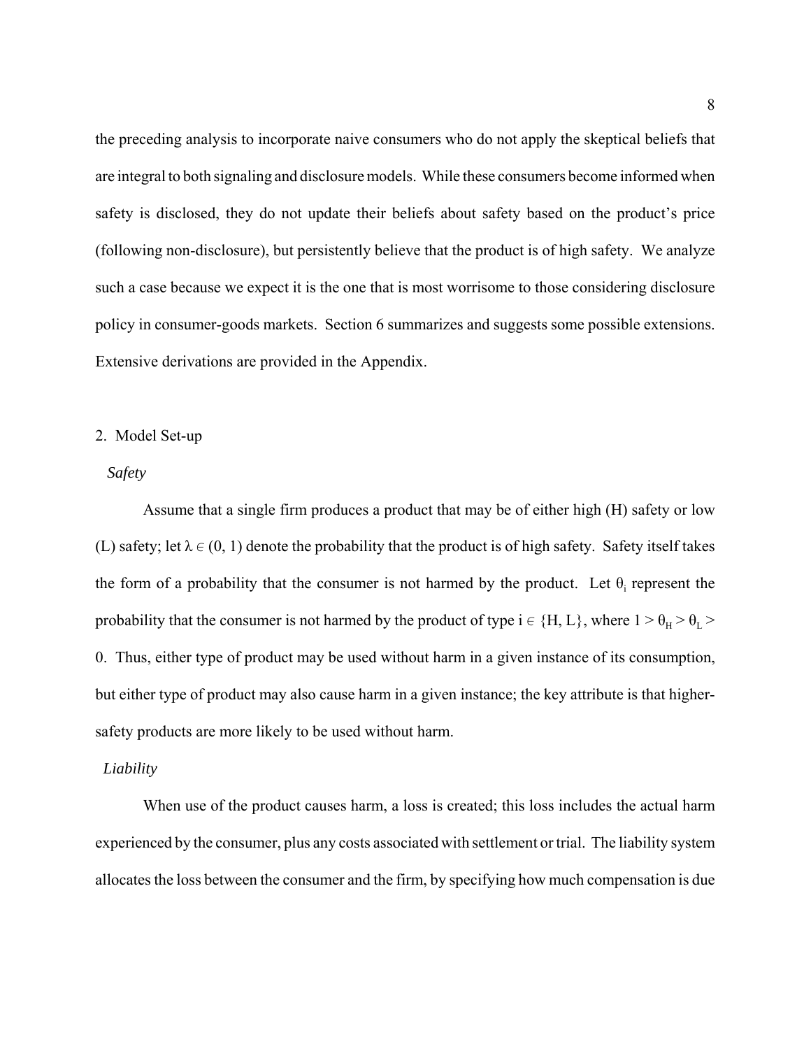the preceding analysis to incorporate naive consumers who do not apply the skeptical beliefs that are integral to both signaling and disclosure models. While these consumers become informed when safety is disclosed, they do not update their beliefs about safety based on the product's price (following non-disclosure), but persistently believe that the product is of high safety. We analyze such a case because we expect it is the one that is most worrisome to those considering disclosure policy in consumer-goods markets. Section 6 summarizes and suggests some possible extensions. Extensive derivations are provided in the Appendix.

## 2. Model Set-up

### *Safety*

Assume that a single firm produces a product that may be of either high (H) safety or low (L) safety; let $\lambda \in (0, 1)$ denote the probability that the product is of high safety. Safety itself takes the form of a probability that the consumer is not harmed by the product. Let $\theta_i$ represent the probability that the consumer is not harmed by the product of type $i \in \{H, L\}$, where $1 > \theta_H > \theta_L > 0$. Thus, either type of product may be used without harm in a given instance of its consumption, but either type of product may also cause harm in a given instance; the key attribute is that higher-safety products are more likely to be used without harm.

### *Liability*

When use of the product causes harm, a loss is created; this loss includes the actual harm experienced by the consumer, plus any costs associated with settlement or trial. The liability system allocates the loss between the consumer and the firm, by specifying how much compensation is due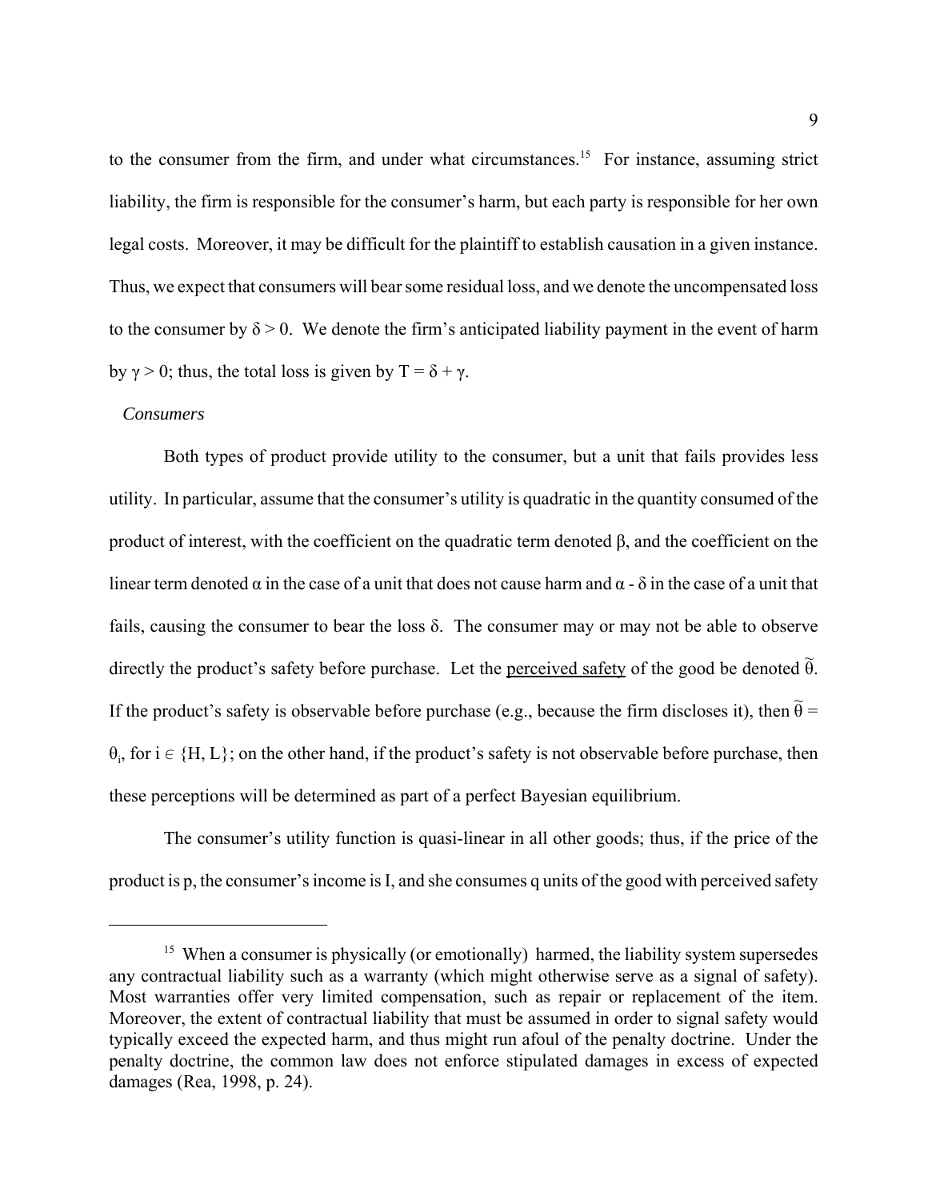to the consumer from the firm, and under what circumstances.[15] For instance, assuming strict liability, the firm is responsible for the consumer's harm, but each party is responsible for her own legal costs. Moreover, it may be difficult for the plaintiff to establish causation in a given instance. Thus, we expect that consumers will bear some residual loss, and we denote the uncompensated loss to the consumer by $\delta > 0$. We denote the firm's anticipated liability payment in the event of harm by $\gamma > 0$; thus, the total loss is given by $T = \delta + \gamma$.

*Consumers*

Both types of product provide utility to the consumer, but a unit that fails provides less utility. In particular, assume that the consumer's utility is quadratic in the quantity consumed of the product of interest, with the coefficient on the quadratic term denoted $\beta$, and the coefficient on the linear term denoted $\alpha$ in the case of a unit that does not cause harm and $\alpha - \delta$ in the case of a unit that fails, causing the consumer to bear the loss $\delta$. The consumer may or may not be able to observe directly the product's safety before purchase. Let the <u>perceived safety</u> of the good be denoted $\tilde{\theta}$. If the product's safety is observable before purchase (e.g., because the firm discloses it), then $\tilde{\theta} = \theta_i$, for $i \in \{H, L\}$; on the other hand, if the product's safety is not observable before purchase, then these perceptions will be determined as part of a perfect Bayesian equilibrium.

The consumer's utility function is quasi-linear in all other goods; thus, if the price of the product is p, the consumer's income is I, and she consumes q units of the good with perceived safety

---

[15] When a consumer is physically (or emotionally) harmed, the liability system supersedes any contractual liability such as a warranty (which might otherwise serve as a signal of safety). Most warranties offer very limited compensation, such as repair or replacement of the item. Moreover, the extent of contractual liability that must be assumed in order to signal safety would typically exceed the expected harm, and thus might run afoul of the penalty doctrine. Under the penalty doctrine, the common law does not enforce stipulated damages in excess of expected damages (Rea, 1998, p. 24).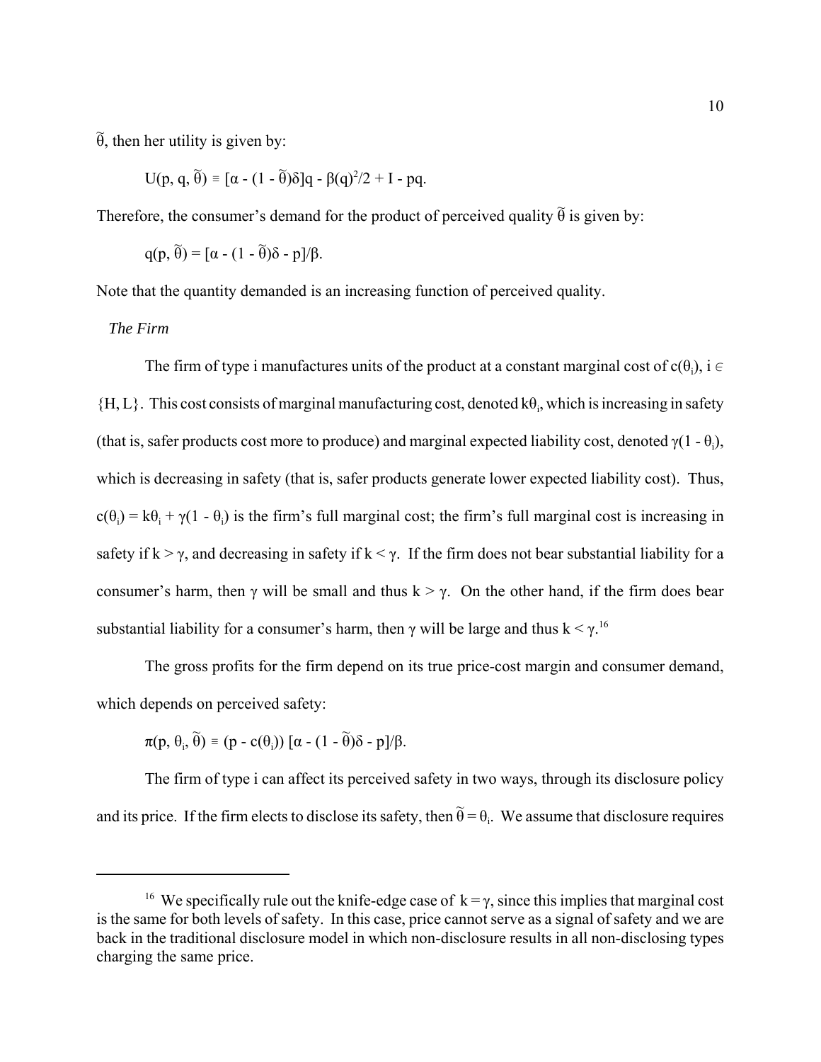$\widetilde{\theta}$, then her utility is given by:

$$U(p, q, \widetilde{\theta}) \equiv [\alpha - (1 - \widetilde{\theta})\delta]q - \beta(q)^2/2 + I - pq.$$

Therefore, the consumer's demand for the product of perceived quality $\widetilde{\theta}$ is given by:

$$q(p, \widetilde{\theta}) = [\alpha - (1 - \widetilde{\theta})\delta - p]/\beta.$$

Note that the quantity demanded is an increasing function of perceived quality.

*The Firm*

The firm of type i manufactures units of the product at a constant marginal cost of $c(\theta_i)$, $i \in \{H, L\}$. This cost consists of marginal manufacturing cost, denoted $k\theta_i$, which is increasing in safety (that is, safer products cost more to produce) and marginal expected liability cost, denoted $\gamma(1 - \theta_i)$, which is decreasing in safety (that is, safer products generate lower expected liability cost). Thus, $c(\theta_i) = k\theta_i + \gamma(1 - \theta_i)$ is the firm's full marginal cost; the firm's full marginal cost is increasing in safety if $k > \gamma$, and decreasing in safety if $k < \gamma$. If the firm does not bear substantial liability for a consumer's harm, then $\gamma$ will be small and thus $k > \gamma$. On the other hand, if the firm does bear substantial liability for a consumer's harm, then $\gamma$ will be large and thus $k < \gamma$.[16]

The gross profits for the firm depend on its true price-cost margin and consumer demand, which depends on perceived safety:

$$\pi(p, \theta_i, \widetilde{\theta}) \equiv (p - c(\theta_i))\, [\alpha - (1 - \widetilde{\theta})\delta - p]/\beta.$$

The firm of type i can affect its perceived safety in two ways, through its disclosure policy and its price. If the firm elects to disclose its safety, then $\widetilde{\theta} = \theta_i$. We assume that disclosure requires

---

[16] We specifically rule out the knife-edge case of $k = \gamma$, since this implies that marginal cost is the same for both levels of safety. In this case, price cannot serve as a signal of safety and we are back in the traditional disclosure model in which non-disclosure results in all non-disclosing types charging the same price.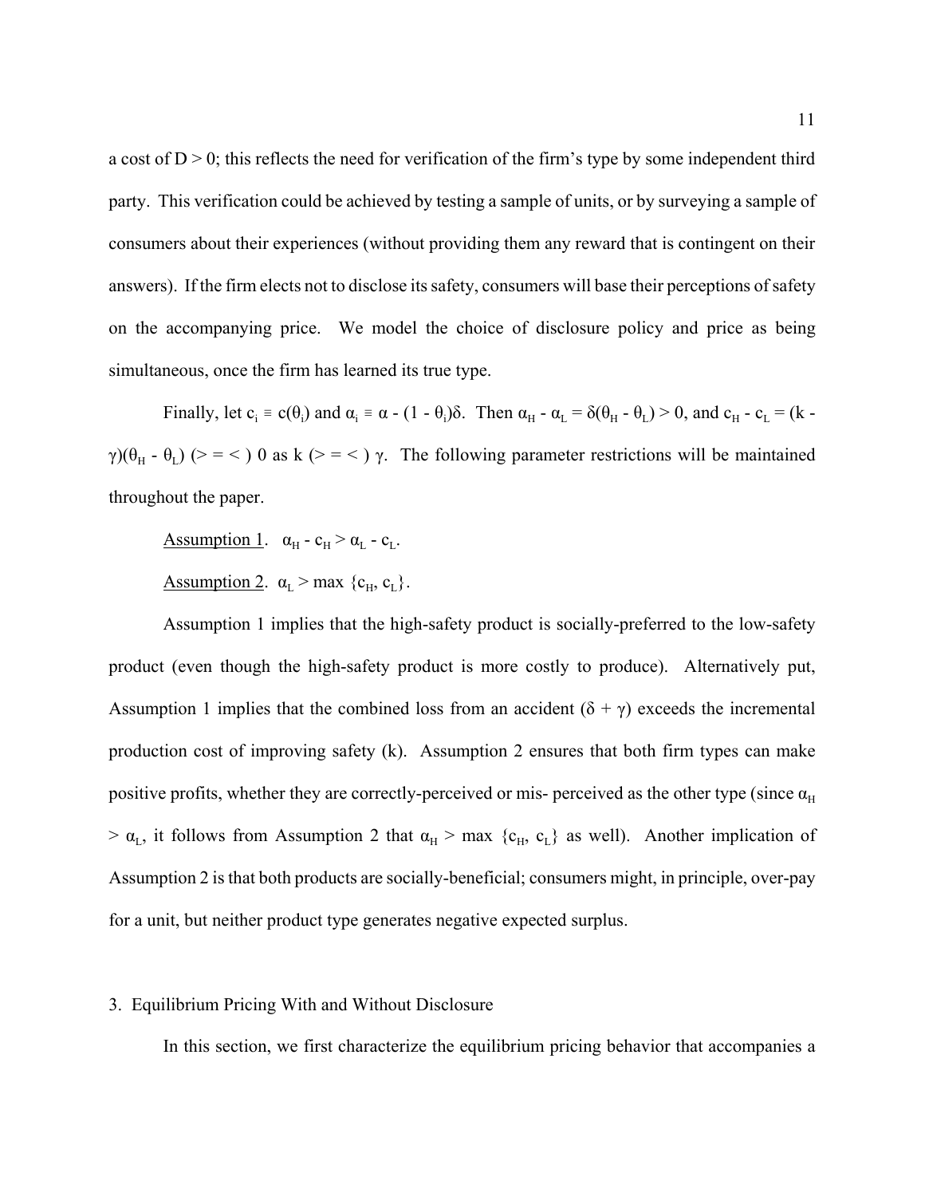a cost of $D > 0$; this reflects the need for verification of the firm's type by some independent third party. This verification could be achieved by testing a sample of units, or by surveying a sample of consumers about their experiences (without providing them any reward that is contingent on their answers). If the firm elects not to disclose its safety, consumers will base their perceptions of safety on the accompanying price. We model the choice of disclosure policy and price as being simultaneous, once the firm has learned its true type.

Finally, let $c_i \equiv c(\theta_i)$ and $\alpha_i \equiv \alpha - (1 - \theta_i)\delta$. Then $\alpha_H - \alpha_L = \delta(\theta_H - \theta_L) > 0$, and $c_H - c_L = (k - \gamma)(\theta_H - \theta_L)$ $(> = <)$ 0 as k $(> = <)$ $\gamma$. The following parameter restrictions will be maintained throughout the paper.

Assumption 1. $\alpha_H - c_H > \alpha_L - c_L$.

Assumption 2. $\alpha_L > \max\{c_H, c_L\}$.

Assumption 1 implies that the high-safety product is socially-preferred to the low-safety product (even though the high-safety product is more costly to produce). Alternatively put, Assumption 1 implies that the combined loss from an accident $(\delta + \gamma)$ exceeds the incremental production cost of improving safety (k). Assumption 2 ensures that both firm types can make positive profits, whether they are correctly-perceived or mis- perceived as the other type (since $\alpha_H > \alpha_L$, it follows from Assumption 2 that $\alpha_H > \max\{c_H, c_L\}$ as well). Another implication of Assumption 2 is that both products are socially-beneficial; consumers might, in principle, over-pay for a unit, but neither product type generates negative expected surplus.

## 3. Equilibrium Pricing With and Without Disclosure

In this section, we first characterize the equilibrium pricing behavior that accompanies a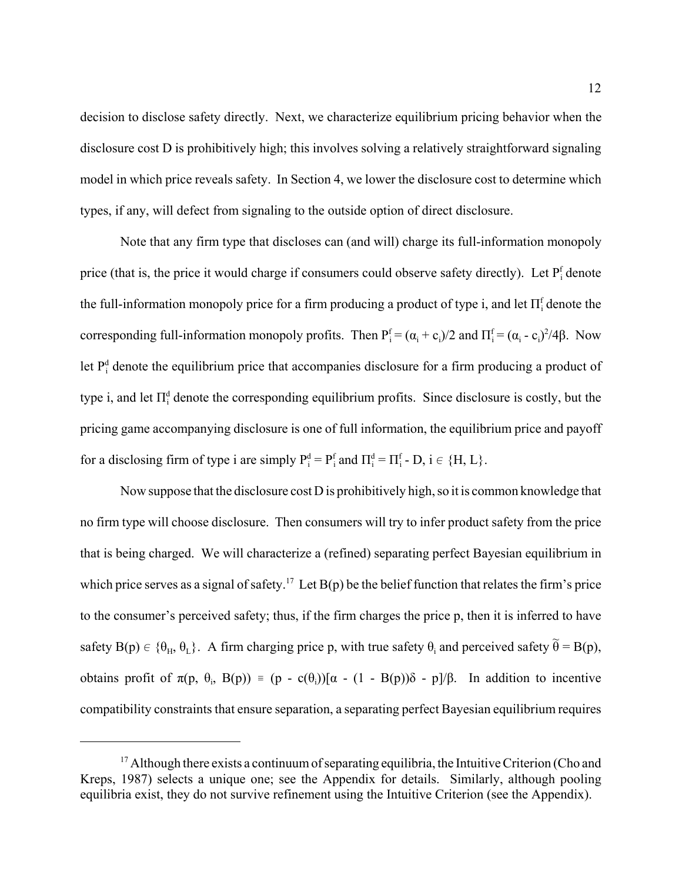decision to disclose safety directly. Next, we characterize equilibrium pricing behavior when the disclosure cost D is prohibitively high; this involves solving a relatively straightforward signaling model in which price reveals safety. In Section 4, we lower the disclosure cost to determine which types, if any, will defect from signaling to the outside option of direct disclosure.

Note that any firm type that discloses can (and will) charge its full-information monopoly price (that is, the price it would charge if consumers could observe safety directly). Let $P_i^f$ denote the full-information monopoly price for a firm producing a product of type i, and let $\Pi_i^f$ denote the corresponding full-information monopoly profits. Then $P_i^f = (\alpha_i + c_i)/2$ and $\Pi_i^f = (\alpha_i - c_i)^2/4\beta$. Now let $P_i^d$ denote the equilibrium price that accompanies disclosure for a firm producing a product of type i, and let $\Pi_i^d$ denote the corresponding equilibrium profits. Since disclosure is costly, but the pricing game accompanying disclosure is one of full information, the equilibrium price and payoff for a disclosing firm of type i are simply $P_i^d = P_i^f$ and $\Pi_i^d = \Pi_i^f - D$, $i \in \{H, L\}$.

Now suppose that the disclosure cost D is prohibitively high, so it is common knowledge that no firm type will choose disclosure. Then consumers will try to infer product safety from the price that is being charged. We will characterize a (refined) separating perfect Bayesian equilibrium in which price serves as a signal of safety.[17] Let B(p) be the belief function that relates the firm's price to the consumer's perceived safety; thus, if the firm charges the price p, then it is inferred to have safety $B(p) \in \{\theta_H, \theta_L\}$. A firm charging price p, with true safety $\theta_i$ and perceived safety $\tilde{\theta} = B(p)$, obtains profit of $\pi(p, \theta_i, B(p)) \equiv (p - c(\theta_i))[\alpha - (1 - B(p))\delta - p]/\beta$. In addition to incentive compatibility constraints that ensure separation, a separating perfect Bayesian equilibrium requires

---

[17] Although there exists a continuum of separating equilibria, the Intuitive Criterion (Cho and Kreps, 1987) selects a unique one; see the Appendix for details. Similarly, although pooling equilibria exist, they do not survive refinement using the Intuitive Criterion (see the Appendix).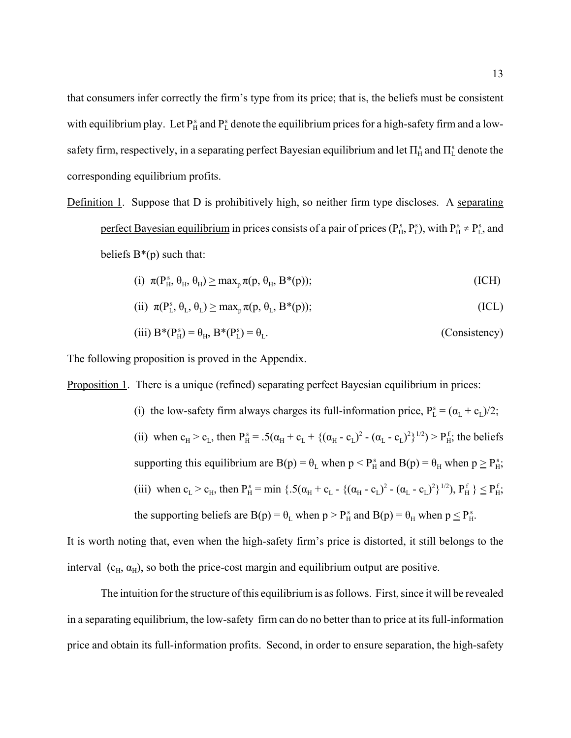that consumers infer correctly the firm's type from its price; that is, the beliefs must be consistent with equilibrium play. Let $P^s_H$ and $P^s_L$ denote the equilibrium prices for a high-safety firm and a low-safety firm, respectively, in a separating perfect Bayesian equilibrium and let $\Pi^s_H$ and $\Pi^s_L$ denote the corresponding equilibrium profits.

<u>Definition 1</u>. Suppose that D is prohibitively high, so neither firm type discloses. A <u>separating perfect Bayesian equilibrium</u> in prices consists of a pair of prices $(P^s_H, P^s_L)$, with $P^s_H \neq P^s_L$, and beliefs $B^*(p)$ such that:

(i) $\pi(P^s_H, \theta_H, \theta_H) \geq \max_p \pi(p, \theta_H, B^*(p))$; (ICH)

(ii) $\pi(P^s_L, \theta_L, \theta_L) \geq \max_p \pi(p, \theta_L, B^*(p))$; (ICL)

(iii) $B^*(P^s_H) = \theta_H$, $B^*(P^s_L) = \theta_L$. (Consistency)

The following proposition is proved in the Appendix.

<u>Proposition 1</u>. There is a unique (refined) separating perfect Bayesian equilibrium in prices:

(i) the low-safety firm always charges its full-information price, $P^s_L = (\alpha_L + c_L)/2$;

(ii) when $c_H > c_L$, then $P^s_H = .5(\alpha_H + c_L + \{(\alpha_H - c_L)^2 - (\alpha_L - c_L)^2\}^{1/2}) > P^f_H$; the beliefs supporting this equilibrium are $B(p) = \theta_L$ when $p < P^s_H$ and $B(p) = \theta_H$ when $p \geq P^s_H$;

(iii) when $c_L > c_H$, then $P^s_H = \min\{.5(\alpha_H + c_L - \{(\alpha_H - c_L)^2 - (\alpha_L - c_L)^2\}^{1/2}), P^f_H\} \leq P^f_H$; the supporting beliefs are $B(p) = \theta_L$ when $p > P^s_H$ and $B(p) = \theta_H$ when $p \leq P^s_H$.

It is worth noting that, even when the high-safety firm's price is distorted, it still belongs to the interval $(c_H, \alpha_H)$, so both the price-cost margin and equilibrium output are positive.

The intuition for the structure of this equilibrium is as follows. First, since it will be revealed in a separating equilibrium, the low-safety firm can do no better than to price at its full-information price and obtain its full-information profits. Second, in order to ensure separation, the high-safety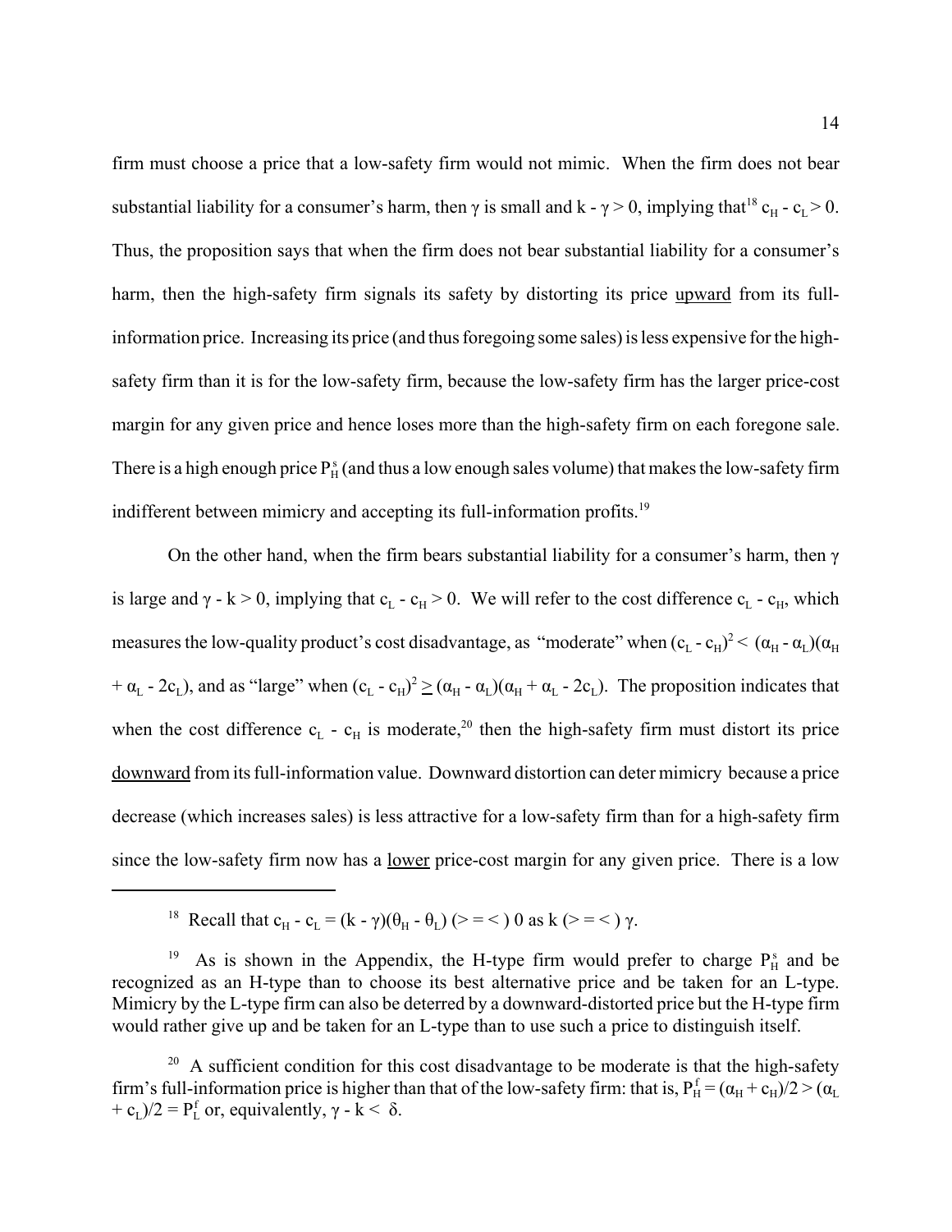firm must choose a price that a low-safety firm would not mimic. When the firm does not bear substantial liability for a consumer's harm, then $\gamma$ is small and $k - \gamma > 0$, implying that[18] $c_H - c_L > 0$. Thus, the proposition says that when the firm does not bear substantial liability for a consumer's harm, then the high-safety firm signals its safety by distorting its price upward from its full-information price. Increasing its price (and thus foregoing some sales) is less expensive for the high-safety firm than it is for the low-safety firm, because the low-safety firm has the larger price-cost margin for any given price and hence loses more than the high-safety firm on each foregone sale. There is a high enough price $P_H^s$ (and thus a low enough sales volume) that makes the low-safety firm indifferent between mimicry and accepting its full-information profits.[19]

On the other hand, when the firm bears substantial liability for a consumer's harm, then $\gamma$ is large and $\gamma - k > 0$, implying that $c_L - c_H > 0$. We will refer to the cost difference $c_L - c_H$, which measures the low-quality product's cost disadvantage, as "moderate" when $(c_L - c_H)^2 < (\alpha_H - \alpha_L)(\alpha_H + \alpha_L - 2c_L)$, and as "large" when $(c_L - c_H)^2 \geq (\alpha_H - \alpha_L)(\alpha_H + \alpha_L - 2c_L)$. The proposition indicates that when the cost difference $c_L - c_H$ is moderate,[20] then the high-safety firm must distort its price downward from its full-information value. Downward distortion can deter mimicry because a price decrease (which increases sales) is less attractive for a low-safety firm than for a high-safety firm since the low-safety firm now has a lower price-cost margin for any given price. There is a low

---

[18] Recall that $c_H - c_L = (k - \gamma)(\theta_H - \theta_L)$ $(> = <)$ 0 as $k$ $(> = <)$ $\gamma$.

[19] As is shown in the Appendix, the H-type firm would prefer to charge $P_H^s$ and be recognized as an H-type than to choose its best alternative price and be taken for an L-type. Mimicry by the L-type firm can also be deterred by a downward-distorted price but the H-type firm would rather give up and be taken for an L-type than to use such a price to distinguish itself.

[20] A sufficient condition for this cost disadvantage to be moderate is that the high-safety firm's full-information price is higher than that of the low-safety firm: that is, $P_H^f = (\alpha_H + c_H)/2 > (\alpha_L + c_L)/2 = P_L^f$ or, equivalently, $\gamma - k < \delta$.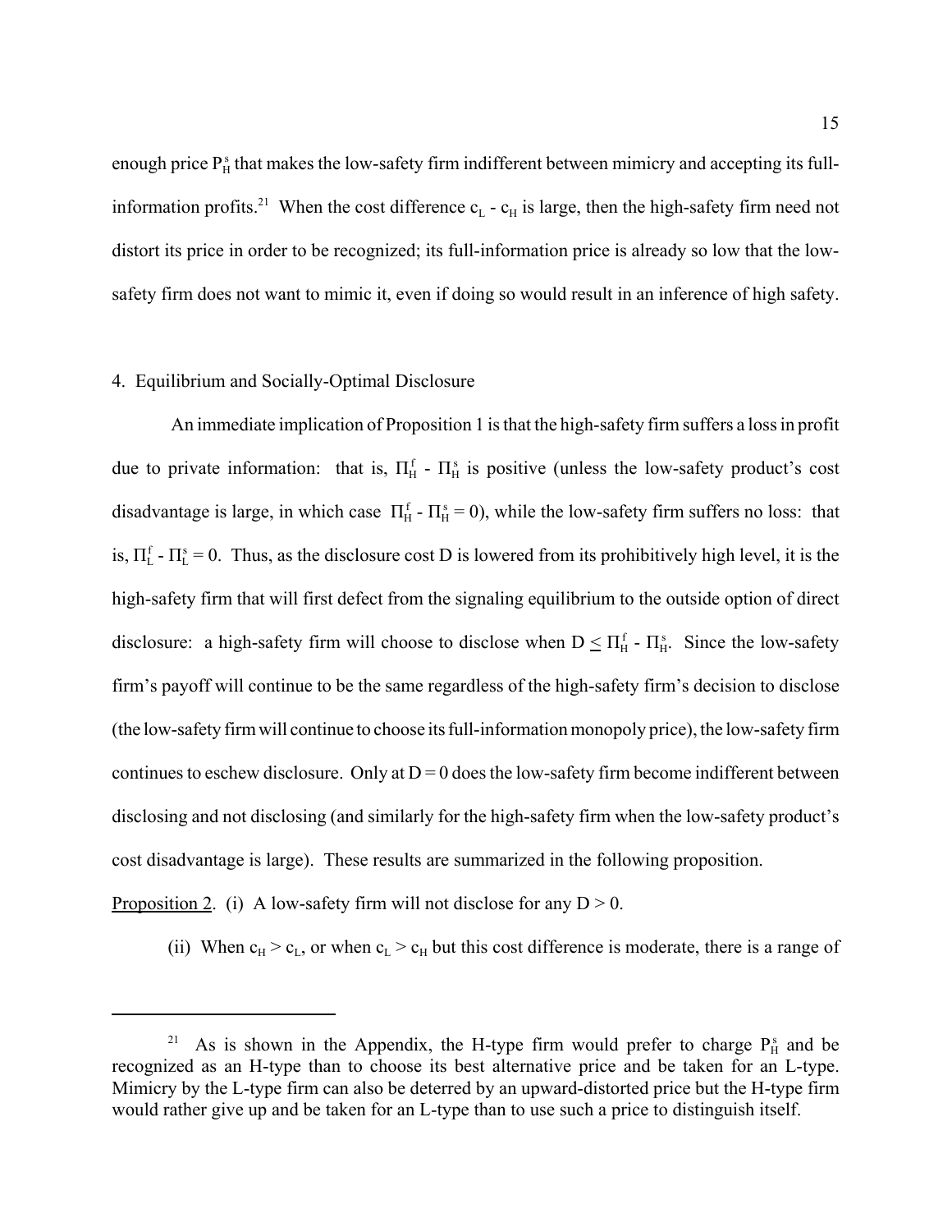enough price $P_H^s$ that makes the low-safety firm indifferent between mimicry and accepting its full-information profits.[21] When the cost difference $c_L$ - $c_H$ is large, then the high-safety firm need not distort its price in order to be recognized; its full-information price is already so low that the low-safety firm does not want to mimic it, even if doing so would result in an inference of high safety.

## 4. Equilibrium and Socially-Optimal Disclosure

An immediate implication of Proposition 1 is that the high-safety firm suffers a loss in profit due to private information: that is, $\Pi_H^f$ - $\Pi_H^s$ is positive (unless the low-safety product's cost disadvantage is large, in which case $\Pi_H^f$ - $\Pi_H^s = 0$), while the low-safety firm suffers no loss: that is, $\Pi_L^f$ - $\Pi_L^s = 0$. Thus, as the disclosure cost D is lowered from its prohibitively high level, it is the high-safety firm that will first defect from the signaling equilibrium to the outside option of direct disclosure: a high-safety firm will choose to disclose when $D \leq \Pi_H^f$ - $\Pi_H^s$. Since the low-safety firm's payoff will continue to be the same regardless of the high-safety firm's decision to disclose (the low-safety firm will continue to choose its full-information monopoly price), the low-safety firm continues to eschew disclosure. Only at $D = 0$ does the low-safety firm become indifferent between disclosing and not disclosing (and similarly for the high-safety firm when the low-safety product's cost disadvantage is large). These results are summarized in the following proposition.

Proposition 2. (i) A low-safety firm will not disclose for any $D > 0$.

(ii) When $c_H > c_L$, or when $c_L > c_H$ but this cost difference is moderate, there is a range of

[21] As is shown in the Appendix, the H-type firm would prefer to charge $P_H^s$ and be recognized as an H-type than to choose its best alternative price and be taken for an L-type. Mimicry by the L-type firm can also be deterred by an upward-distorted price but the H-type firm would rather give up and be taken for an L-type than to use such a price to distinguish itself.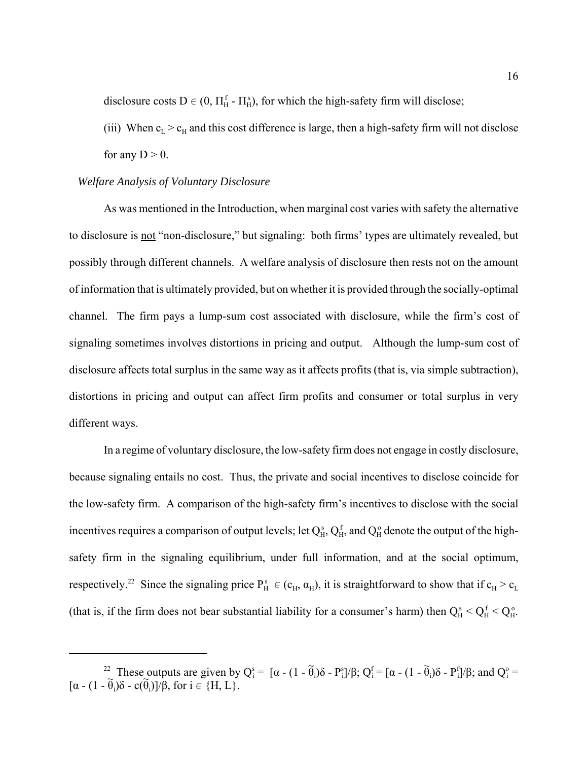disclosure costs $D \in (0, \Pi_H^f - \Pi_H^s)$, for which the high-safety firm will disclose;

(iii) When $c_L > c_H$ and this cost difference is large, then a high-safety firm will not disclose for any $D > 0$.

*Welfare Analysis of Voluntary Disclosure*

As was mentioned in the Introduction, when marginal cost varies with safety the alternative to disclosure is not "non-disclosure," but signaling: both firms' types are ultimately revealed, but possibly through different channels. A welfare analysis of disclosure then rests not on the amount of information that is ultimately provided, but on whether it is provided through the socially-optimal channel. The firm pays a lump-sum cost associated with disclosure, while the firm's cost of signaling sometimes involves distortions in pricing and output. Although the lump-sum cost of disclosure affects total surplus in the same way as it affects profits (that is, via simple subtraction), distortions in pricing and output can affect firm profits and consumer or total surplus in very different ways.

In a regime of voluntary disclosure, the low-safety firm does not engage in costly disclosure, because signaling entails no cost. Thus, the private and social incentives to disclose coincide for the low-safety firm. A comparison of the high-safety firm's incentives to disclose with the social incentives requires a comparison of output levels; let $Q_H^s$, $Q_H^f$, and $Q_H^o$ denote the output of the high-safety firm in the signaling equilibrium, under full information, and at the social optimum, respectively.[22] Since the signaling price $P_H^s \in (c_H, \alpha_H)$, it is straightforward to show that if $c_H > c_L$ (that is, if the firm does not bear substantial liability for a consumer's harm) then $Q_H^s < Q_H^f < Q_H^o$.

---

[22] These outputs are given by $Q_i^s = [\alpha - (1 - \widetilde{\theta}_i)\delta - P_i^s]/\beta$; $Q_i^f = [\alpha - (1 - \widetilde{\theta}_i)\delta - P_i^f]/\beta$; and $Q_i^o = [\alpha - (1 - \widetilde{\theta}_i)\delta - c(\widetilde{\theta}_i)]/\beta$, for $i \in \{H, L\}$.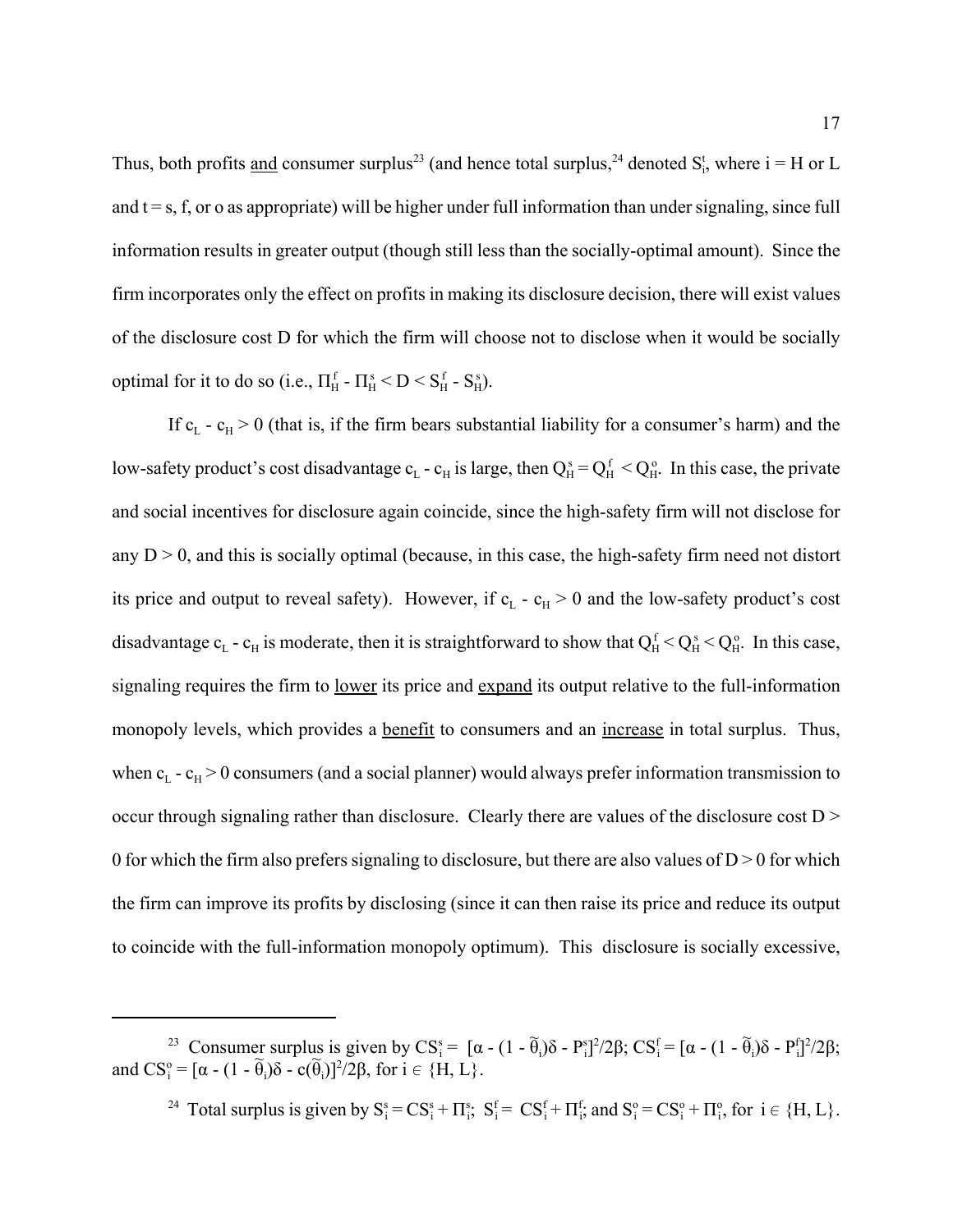Thus, both profits <u>and</u> consumer surplus[23] (and hence total surplus,[24] denoted $S_i^t$, where i = H or L and t = s, f, or o as appropriate) will be higher under full information than under signaling, since full information results in greater output (though still less than the socially-optimal amount). Since the firm incorporates only the effect on profits in making its disclosure decision, there will exist values of the disclosure cost D for which the firm will choose not to disclose when it would be socially optimal for it to do so (i.e., $\Pi_H^f - \Pi_H^s < D < S_H^f - S_H^s$).

If $c_L - c_H > 0$ (that is, if the firm bears substantial liability for a consumer's harm) and the low-safety product's cost disadvantage $c_L - c_H$ is large, then $Q_H^s = Q_H^f < Q_H^o$. In this case, the private and social incentives for disclosure again coincide, since the high-safety firm will not disclose for any $D > 0$, and this is socially optimal (because, in this case, the high-safety firm need not distort its price and output to reveal safety). However, if $c_L - c_H > 0$ and the low-safety product's cost disadvantage $c_L - c_H$ is moderate, then it is straightforward to show that $Q_H^f < Q_H^s < Q_H^o$. In this case, signaling requires the firm to <u>lower</u> its price and <u>expand</u> its output relative to the full-information monopoly levels, which provides a <u>benefit</u> to consumers and an <u>increase</u> in total surplus. Thus, when $c_L - c_H > 0$ consumers (and a social planner) would always prefer information transmission to occur through signaling rather than disclosure. Clearly there are values of the disclosure cost $D > 0$ for which the firm also prefers signaling to disclosure, but there are also values of $D > 0$ for which the firm can improve its profits by disclosing (since it can then raise its price and reduce its output to coincide with the full-information monopoly optimum). This disclosure is socially excessive,

---

[23] Consumer surplus is given by $CS_i^s = [\alpha - (1 - \tilde{\theta}_i)\delta - P_i^s]^2/2\beta$; $CS_i^f = [\alpha - (1 - \tilde{\theta}_i)\delta - P_i^f]^2/2\beta$; and $CS_i^o = [\alpha - (1 - \tilde{\theta}_i)\delta - c(\tilde{\theta}_i)]^2/2\beta$, for $i \in \{H, L\}$.

[24] Total surplus is given by $S_i^s = CS_i^s + \Pi_i^s$; $S_i^f = CS_i^f + \Pi_i^f$; and $S_i^o = CS_i^o + \Pi_i^o$, for $i \in \{H, L\}$.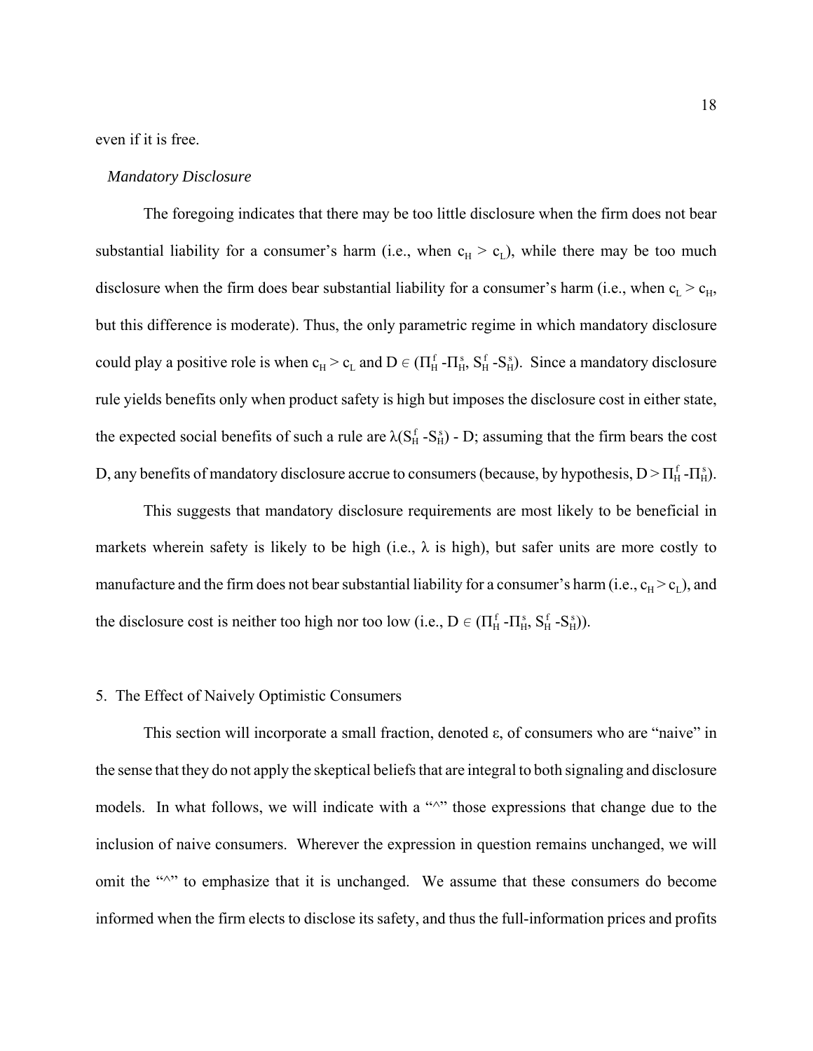even if it is free.

*Mandatory Disclosure*

The foregoing indicates that there may be too little disclosure when the firm does not bear substantial liability for a consumer's harm (i.e., when $c_H > c_L$), while there may be too much disclosure when the firm does bear substantial liability for a consumer's harm (i.e., when $c_L > c_H$, but this difference is moderate). Thus, the only parametric regime in which mandatory disclosure could play a positive role is when $c_H > c_L$ and $D \in (\Pi_H^f - \Pi_H^s, S_H^f - S_H^s)$. Since a mandatory disclosure rule yields benefits only when product safety is high but imposes the disclosure cost in either state, the expected social benefits of such a rule are $\lambda(S_H^f - S_H^s) - D$; assuming that the firm bears the cost D, any benefits of mandatory disclosure accrue to consumers (because, by hypothesis, $D > \Pi_H^f - \Pi_H^s$).

This suggests that mandatory disclosure requirements are most likely to be beneficial in markets wherein safety is likely to be high (i.e., $\lambda$ is high), but safer units are more costly to manufacture and the firm does not bear substantial liability for a consumer's harm (i.e., $c_H > c_L$), and the disclosure cost is neither too high nor too low (i.e., $D \in (\Pi_H^f - \Pi_H^s, S_H^f - S_H^s)$).

## 5. The Effect of Naively Optimistic Consumers

This section will incorporate a small fraction, denoted $\varepsilon$, of consumers who are "naive" in the sense that they do not apply the skeptical beliefs that are integral to both signaling and disclosure models. In what follows, we will indicate with a "^" those expressions that change due to the inclusion of naive consumers. Wherever the expression in question remains unchanged, we will omit the "^" to emphasize that it is unchanged. We assume that these consumers do become informed when the firm elects to disclose its safety, and thus the full-information prices and profits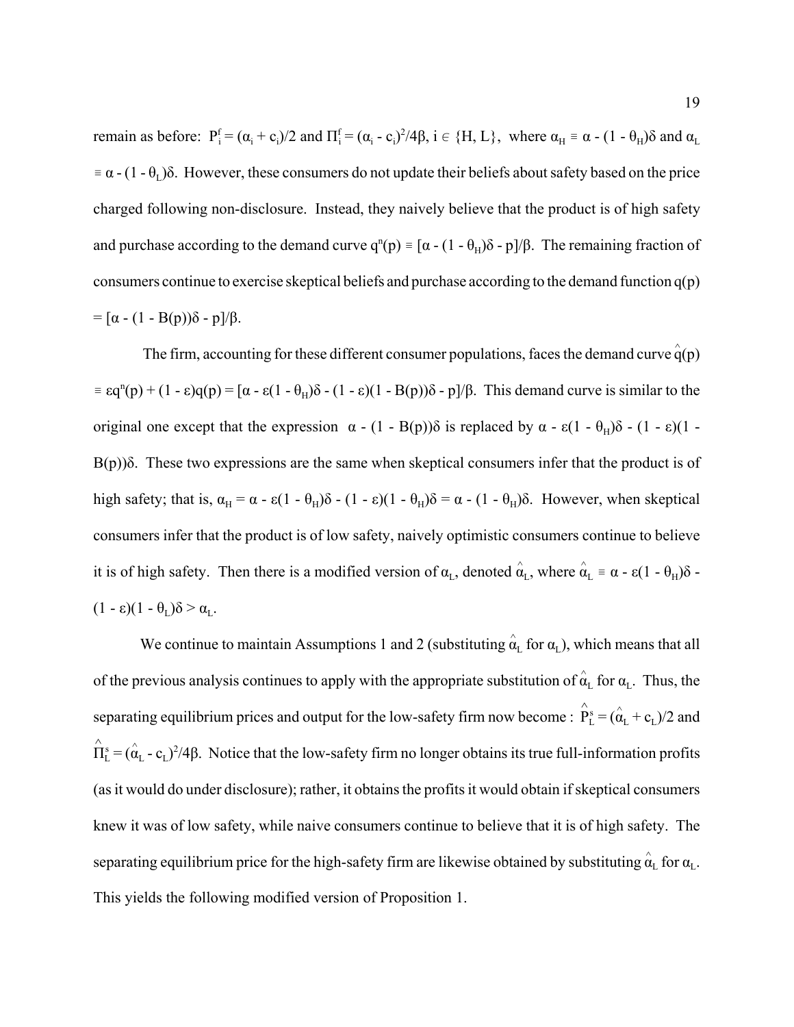remain as before: $P_i^f = (\alpha_i + c_i)/2$ and $\Pi_i^f = (\alpha_i - c_i)^2/4\beta$, $i \in \{H, L\}$, where $\alpha_H \equiv \alpha - (1 - \theta_H)\delta$ and $\alpha_L \equiv \alpha - (1 - \theta_L)\delta$. However, these consumers do not update their beliefs about safety based on the price charged following non-disclosure. Instead, they naively believe that the product is of high safety and purchase according to the demand curve $q^n(p) \equiv [\alpha - (1 - \theta_H)\delta - p]/\beta$. The remaining fraction of consumers continue to exercise skeptical beliefs and purchase according to the demand function $q(p) = [\alpha - (1 - B(p))\delta - p]/\beta$.

The firm, accounting for these different consumer populations, faces the demand curve $\hat{q}(p) \equiv \varepsilon q^n(p) + (1 - \varepsilon)q(p) = [\alpha - \varepsilon(1 - \theta_H)\delta - (1 - \varepsilon)(1 - B(p))\delta - p]/\beta$. This demand curve is similar to the original one except that the expression $\alpha - (1 - B(p))\delta$ is replaced by $\alpha - \varepsilon(1 - \theta_H)\delta - (1 - \varepsilon)(1 - B(p))\delta$. These two expressions are the same when skeptical consumers infer that the product is of high safety; that is, $\alpha_H = \alpha - \varepsilon(1 - \theta_H)\delta - (1 - \varepsilon)(1 - \theta_H)\delta = \alpha - (1 - \theta_H)\delta$. However, when skeptical consumers infer that the product is of low safety, naively optimistic consumers continue to believe it is of high safety. Then there is a modified version of $\alpha_L$, denoted $\hat{\alpha}_L$, where $\hat{\alpha}_L \equiv \alpha - \varepsilon(1 - \theta_H)\delta - (1 - \varepsilon)(1 - \theta_L)\delta > \alpha_L$.

We continue to maintain Assumptions 1 and 2 (substituting $\hat{\alpha}_L$ for $\alpha_L$), which means that all of the previous analysis continues to apply with the appropriate substitution of $\hat{\alpha}_L$ for $\alpha_L$. Thus, the separating equilibrium prices and output for the low-safety firm now become : $\hat{P}_L^s = (\hat{\alpha}_L + c_L)/2$ and $\hat{\Pi}_L^s = (\hat{\alpha}_L - c_L)^2/4\beta$. Notice that the low-safety firm no longer obtains its true full-information profits (as it would do under disclosure); rather, it obtains the profits it would obtain if skeptical consumers knew it was of low safety, while naive consumers continue to believe that it is of high safety. The separating equilibrium price for the high-safety firm are likewise obtained by substituting $\hat{\alpha}_L$ for $\alpha_L$. This yields the following modified version of Proposition 1.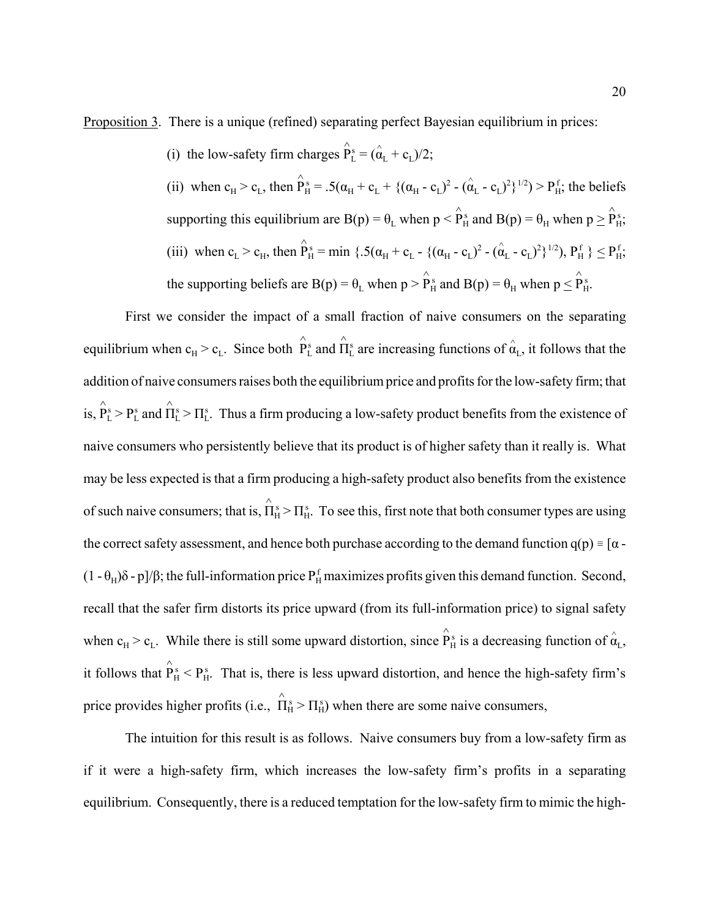Proposition 3. There is a unique (refined) separating perfect Bayesian equilibrium in prices:

(i) the low-safety firm charges $\hat{P}^s_L = (\hat{\alpha}_L + c_L)/2$;

(ii) when $c_H > c_L$, then $\hat{P}^s_H = .5(\alpha_H + c_L + \{(\alpha_H - c_L)^2 - (\hat{\alpha}_L - c_L)^2\}^{1/2}) > P^f_H$; the beliefs supporting this equilibrium are $B(p) = \theta_L$ when $p < \hat{P}^s_H$ and $B(p) = \theta_H$ when $p \geq \hat{P}^s_H$;

(iii) when $c_L > c_H$, then $\hat{P}^s_H = \min\{.5(\alpha_H + c_L - \{(\alpha_H - c_L)^2 - (\hat{\alpha}_L - c_L)^2\}^{1/2}), P^f_H\} \leq P^f_H$; the supporting beliefs are $B(p) = \theta_L$ when $p > \hat{P}^s_H$ and $B(p) = \theta_H$ when $p \leq \hat{P}^s_H$.

First we consider the impact of a small fraction of naive consumers on the separating equilibrium when $c_H > c_L$. Since both $\hat{P}^s_L$ and $\hat{\Pi}^s_L$ are increasing functions of $\hat{\alpha}_L$, it follows that the addition of naive consumers raises both the equilibrium price and profits for the low-safety firm; that is, $\hat{P}^s_L > P^s_L$ and $\hat{\Pi}^s_L > \Pi^s_L$. Thus a firm producing a low-safety product benefits from the existence of naive consumers who persistently believe that its product is of higher safety than it really is. What may be less expected is that a firm producing a high-safety product also benefits from the existence of such naive consumers; that is, $\hat{\Pi}^s_H > \Pi^s_H$. To see this, first note that both consumer types are using the correct safety assessment, and hence both purchase according to the demand function $q(p) \equiv [\alpha - (1 - \theta_H)\delta - p]/\beta$; the full-information price $P^f_H$ maximizes profits given this demand function. Second, recall that the safer firm distorts its price upward (from its full-information price) to signal safety when $c_H > c_L$. While there is still some upward distortion, since $\hat{P}^s_H$ is a decreasing function of $\hat{\alpha}_L$, it follows that $\hat{P}^s_H < P^s_H$. That is, there is less upward distortion, and hence the high-safety firm's price provides higher profits (i.e., $\hat{\Pi}^s_H > \Pi^s_H$) when there are some naive consumers,

The intuition for this result is as follows. Naive consumers buy from a low-safety firm as if it were a high-safety firm, which increases the low-safety firm's profits in a separating equilibrium. Consequently, there is a reduced temptation for the low-safety firm to mimic the high-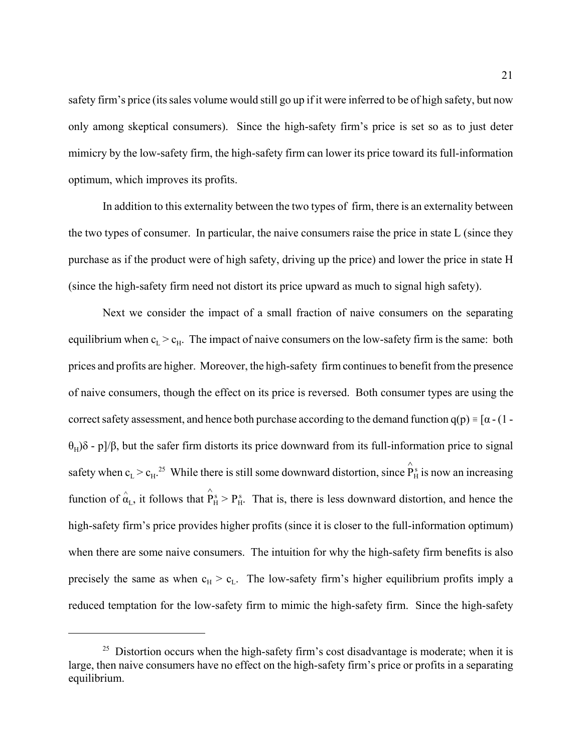safety firm's price (its sales volume would still go up if it were inferred to be of high safety, but now only among skeptical consumers). Since the high-safety firm's price is set so as to just deter mimicry by the low-safety firm, the high-safety firm can lower its price toward its full-information optimum, which improves its profits.

In addition to this externality between the two types of firm, there is an externality between the two types of consumer. In particular, the naive consumers raise the price in state L (since they purchase as if the product were of high safety, driving up the price) and lower the price in state H (since the high-safety firm need not distort its price upward as much to signal high safety).

Next we consider the impact of a small fraction of naive consumers on the separating equilibrium when $c_L > c_H$. The impact of naive consumers on the low-safety firm is the same: both prices and profits are higher. Moreover, the high-safety firm continues to benefit from the presence of naive consumers, though the effect on its price is reversed. Both consumer types are using the correct safety assessment, and hence both purchase according to the demand function $q(p) \equiv [\alpha - (1 - \theta_H)\delta - p]/\beta$, but the safer firm distorts its price downward from its full-information price to signal safety when $c_L > c_H$.[25] While there is still some downward distortion, since $\hat{P}^s_H$ is now an increasing function of $\hat{\alpha}_L$, it follows that $\hat{P}^s_H > P^s_H$. That is, there is less downward distortion, and hence the high-safety firm's price provides higher profits (since it is closer to the full-information optimum) when there are some naive consumers. The intuition for why the high-safety firm benefits is also precisely the same as when $c_H > c_L$. The low-safety firm's higher equilibrium profits imply a reduced temptation for the low-safety firm to mimic the high-safety firm. Since the high-safety

---

[25] Distortion occurs when the high-safety firm's cost disadvantage is moderate; when it is large, then naive consumers have no effect on the high-safety firm's price or profits in a separating equilibrium.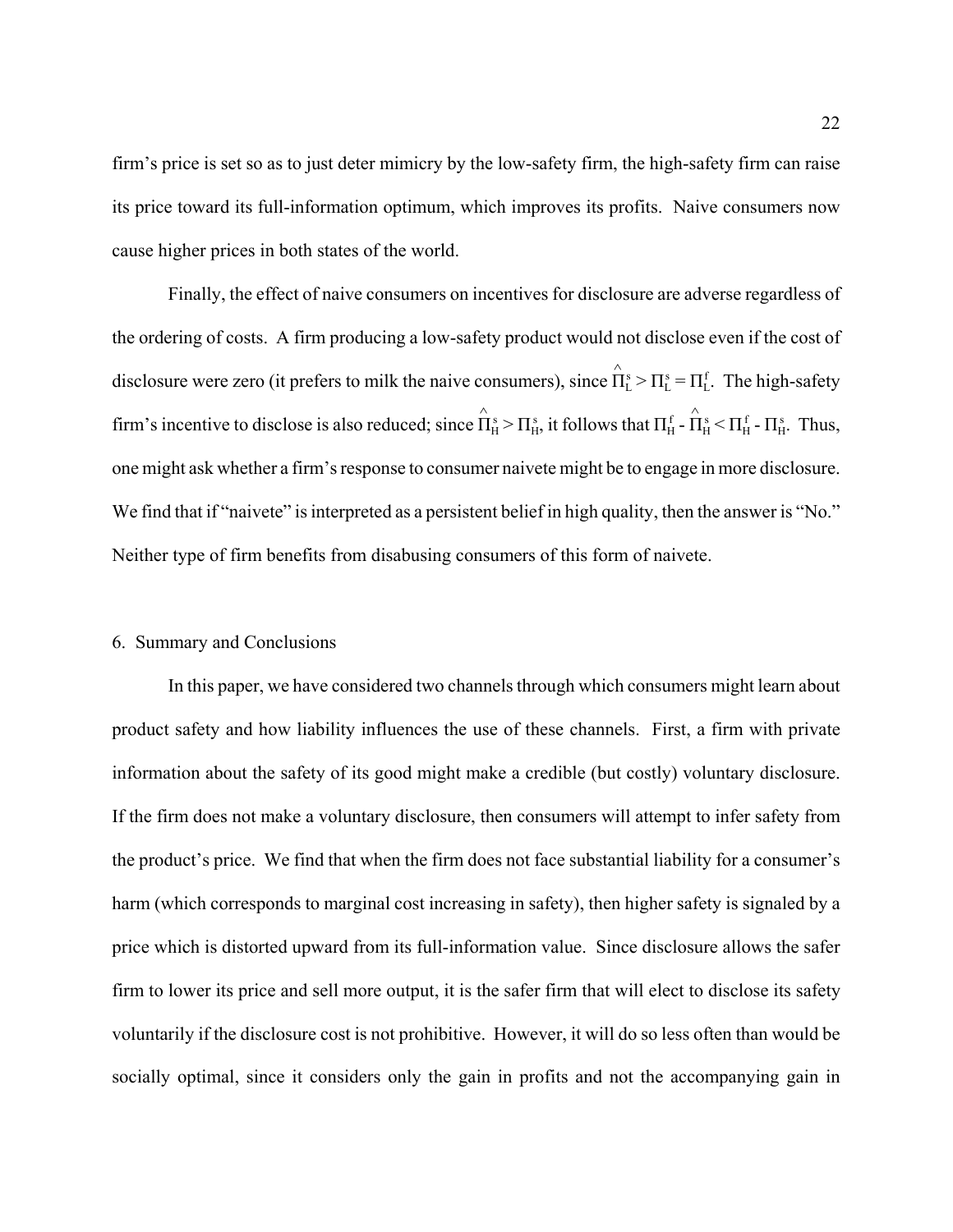firm's price is set so as to just deter mimicry by the low-safety firm, the high-safety firm can raise its price toward its full-information optimum, which improves its profits. Naive consumers now cause higher prices in both states of the world.

Finally, the effect of naive consumers on incentives for disclosure are adverse regardless of the ordering of costs. A firm producing a low-safety product would not disclose even if the cost of disclosure were zero (it prefers to milk the naive consumers), since $\hat{\Pi}^s_L > \Pi^s_L = \Pi^f_L$. The high-safety firm's incentive to disclose is also reduced; since $\hat{\Pi}^s_H > \Pi^s_H$, it follows that $\Pi^f_H - \hat{\Pi}^s_H < \Pi^f_H - \Pi^s_H$. Thus, one might ask whether a firm's response to consumer naivete might be to engage in more disclosure. We find that if "naivete" is interpreted as a persistent belief in high quality, then the answer is "No." Neither type of firm benefits from disabusing consumers of this form of naivete.

## 6. Summary and Conclusions

In this paper, we have considered two channels through which consumers might learn about product safety and how liability influences the use of these channels. First, a firm with private information about the safety of its good might make a credible (but costly) voluntary disclosure. If the firm does not make a voluntary disclosure, then consumers will attempt to infer safety from the product's price. We find that when the firm does not face substantial liability for a consumer's harm (which corresponds to marginal cost increasing in safety), then higher safety is signaled by a price which is distorted upward from its full-information value. Since disclosure allows the safer firm to lower its price and sell more output, it is the safer firm that will elect to disclose its safety voluntarily if the disclosure cost is not prohibitive. However, it will do so less often than would be socially optimal, since it considers only the gain in profits and not the accompanying gain in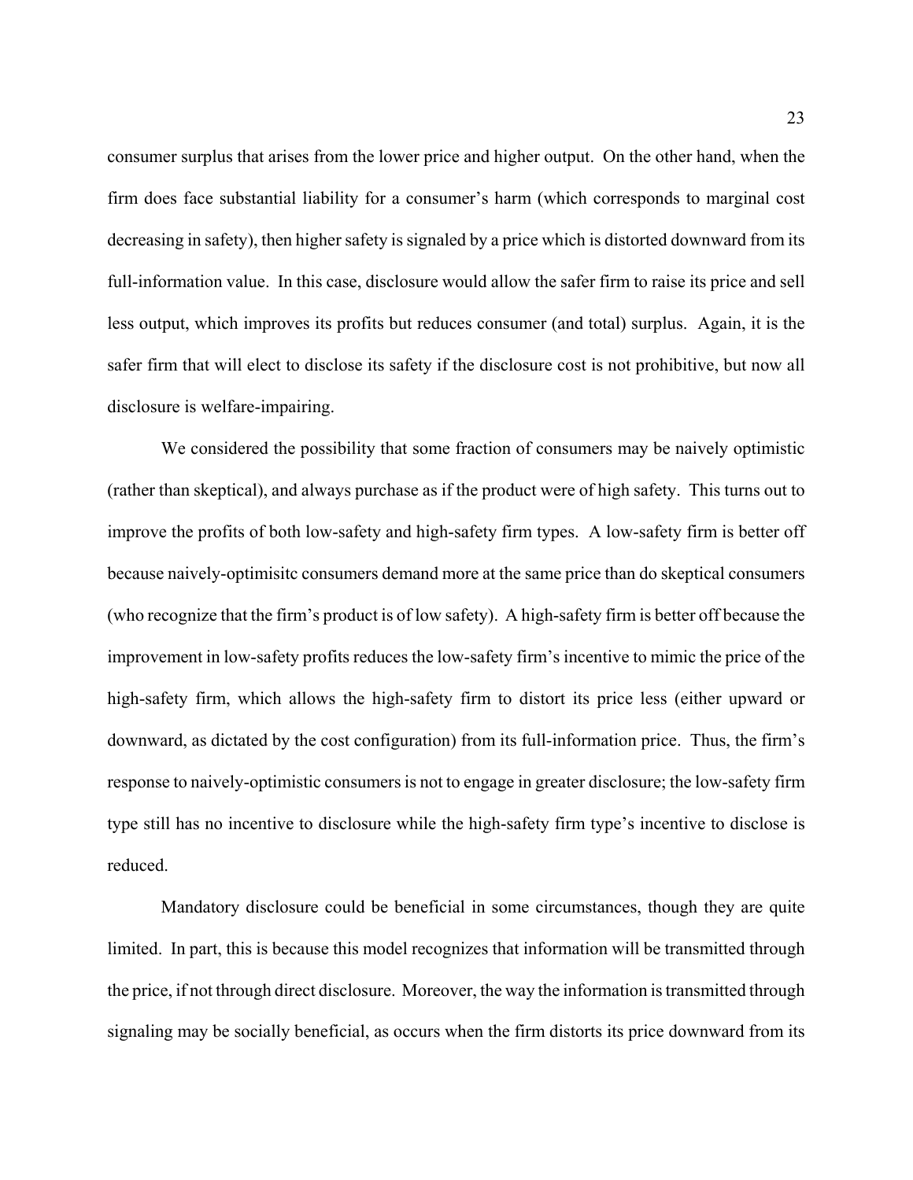consumer surplus that arises from the lower price and higher output. On the other hand, when the firm does face substantial liability for a consumer's harm (which corresponds to marginal cost decreasing in safety), then higher safety is signaled by a price which is distorted downward from its full-information value. In this case, disclosure would allow the safer firm to raise its price and sell less output, which improves its profits but reduces consumer (and total) surplus. Again, it is the safer firm that will elect to disclose its safety if the disclosure cost is not prohibitive, but now all disclosure is welfare-impairing.

We considered the possibility that some fraction of consumers may be naively optimistic (rather than skeptical), and always purchase as if the product were of high safety. This turns out to improve the profits of both low-safety and high-safety firm types. A low-safety firm is better off because naively-optimisitc consumers demand more at the same price than do skeptical consumers (who recognize that the firm's product is of low safety). A high-safety firm is better off because the improvement in low-safety profits reduces the low-safety firm's incentive to mimic the price of the high-safety firm, which allows the high-safety firm to distort its price less (either upward or downward, as dictated by the cost configuration) from its full-information price. Thus, the firm's response to naively-optimistic consumers is not to engage in greater disclosure; the low-safety firm type still has no incentive to disclosure while the high-safety firm type's incentive to disclose is reduced.

Mandatory disclosure could be beneficial in some circumstances, though they are quite limited. In part, this is because this model recognizes that information will be transmitted through the price, if not through direct disclosure. Moreover, the way the information is transmitted through signaling may be socially beneficial, as occurs when the firm distorts its price downward from its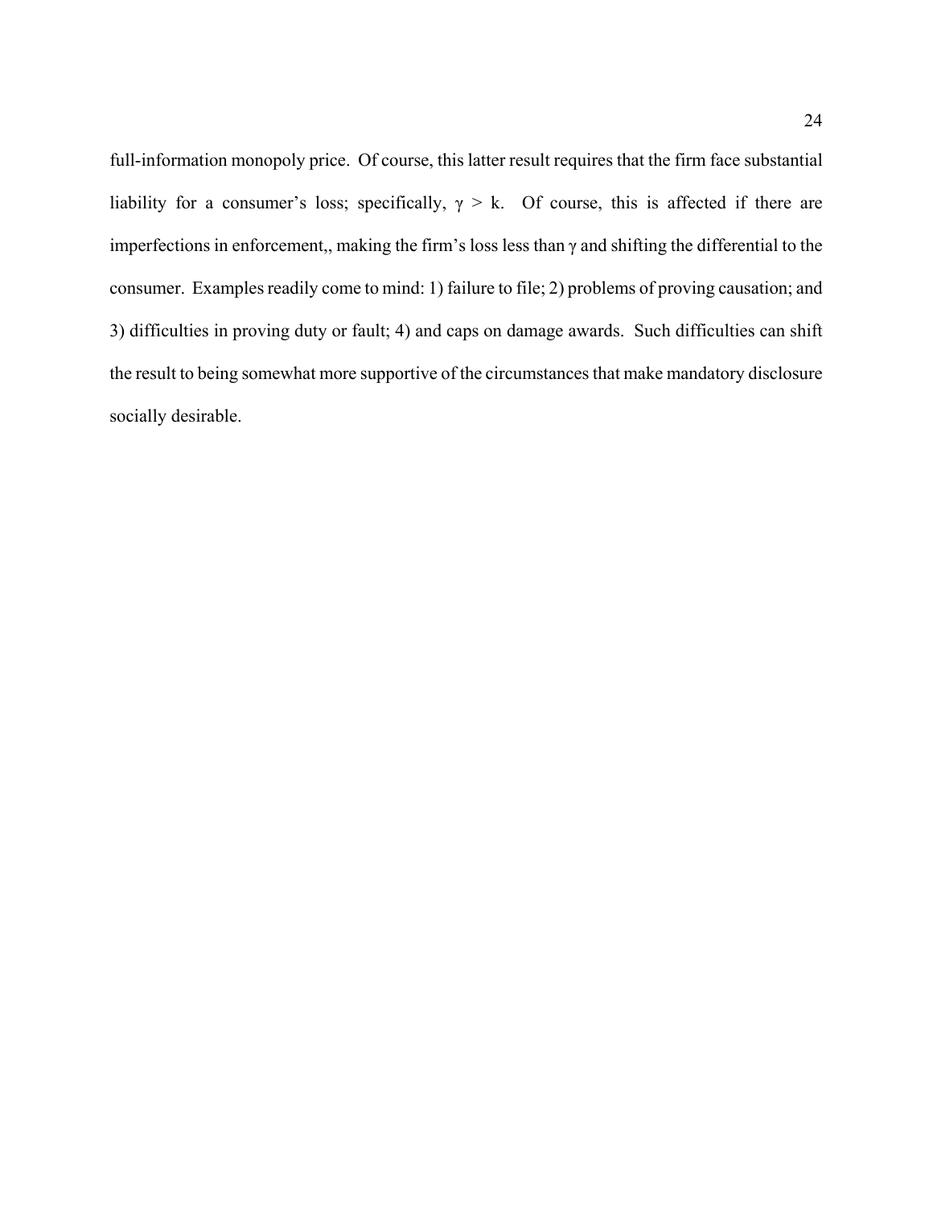full-information monopoly price. Of course, this latter result requires that the firm face substantial liability for a consumer's loss; specifically, $\gamma > k$. Of course, this is affected if there are imperfections in enforcement,, making the firm's loss less than $\gamma$ and shifting the differential to the consumer. Examples readily come to mind: 1) failure to file; 2) problems of proving causation; and 3) difficulties in proving duty or fault; 4) and caps on damage awards. Such difficulties can shift the result to being somewhat more supportive of the circumstances that make mandatory disclosure socially desirable.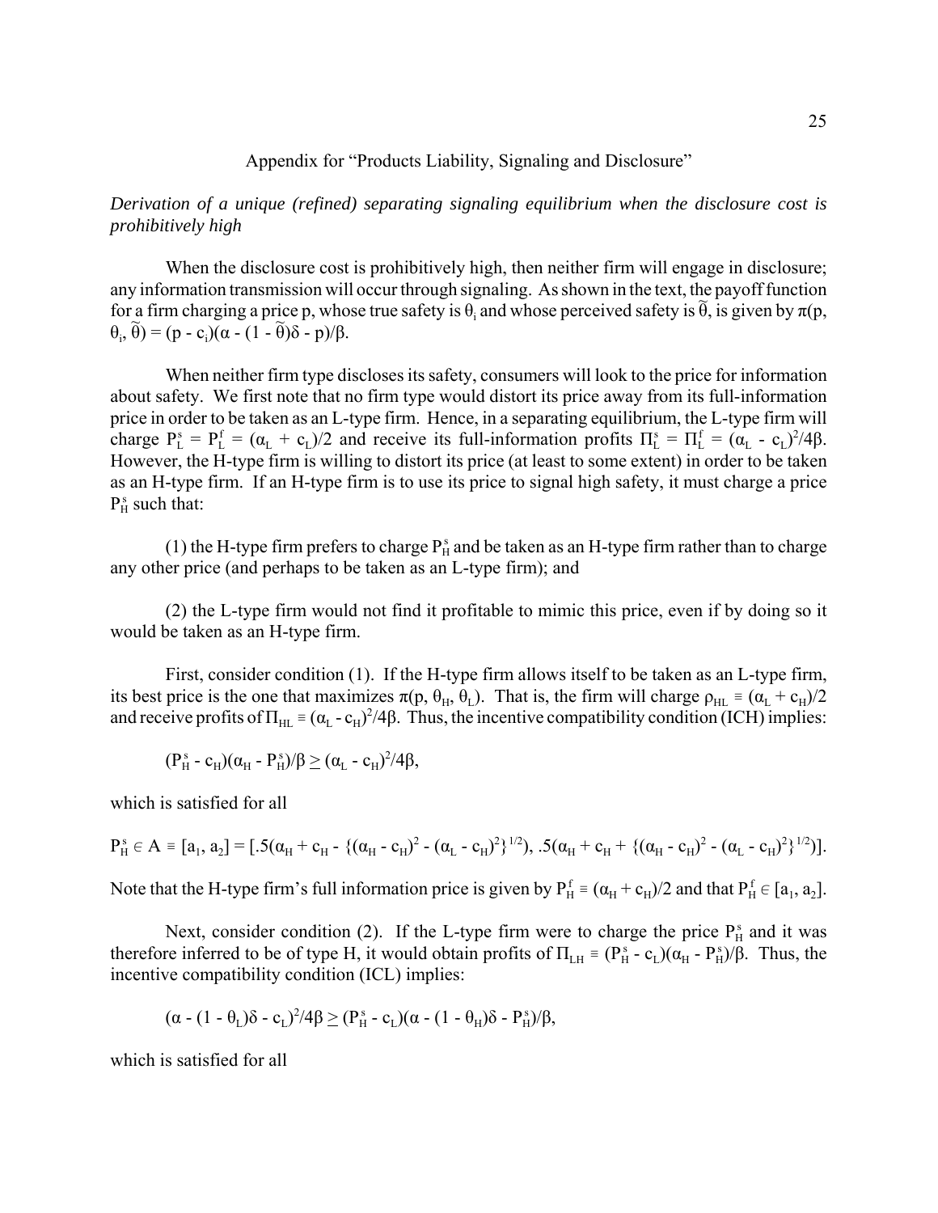Appendix for "Products Liability, Signaling and Disclosure"

*Derivation of a unique (refined) separating signaling equilibrium when the disclosure cost is prohibitively high*

When the disclosure cost is prohibitively high, then neither firm will engage in disclosure; any information transmission will occur through signaling. As shown in the text, the payoff function for a firm charging a price p, whose true safety is $\theta_i$ and whose perceived safety is $\tilde{\theta}$, is given by $\pi(p, \theta_i, \tilde{\theta}) = (p - c_i)(\alpha - (1 - \tilde{\theta})\delta - p)/\beta$.

When neither firm type discloses its safety, consumers will look to the price for information about safety. We first note that no firm type would distort its price away from its full-information price in order to be taken as an L-type firm. Hence, in a separating equilibrium, the L-type firm will charge $P^s_L = P^f_L = (\alpha_L + c_L)/2$ and receive its full-information profits $\Pi^s_L = \Pi^f_L = (\alpha_L - c_L)^2/4\beta$. However, the H-type firm is willing to distort its price (at least to some extent) in order to be taken as an H-type firm. If an H-type firm is to use its price to signal high safety, it must charge a price $P^s_H$ such that:

(1) the H-type firm prefers to charge $P^s_H$ and be taken as an H-type firm rather than to charge any other price (and perhaps to be taken as an L-type firm); and

(2) the L-type firm would not find it profitable to mimic this price, even if by doing so it would be taken as an H-type firm.

First, consider condition (1). If the H-type firm allows itself to be taken as an L-type firm, its best price is the one that maximizes $\pi(p, \theta_H, \theta_L)$. That is, the firm will charge $\rho_{HL} \equiv (\alpha_L + c_H)/2$ and receive profits of $\Pi_{HL} \equiv (\alpha_L - c_H)^2/4\beta$. Thus, the incentive compatibility condition (ICH) implies:

$$(P^s_H - c_H)(\alpha_H - P^s_H)/\beta \geq (\alpha_L - c_H)^2/4\beta,$$

which is satisfied for all

$$P^s_H \in A \equiv [a_1, a_2] = [.5(\alpha_H + c_H - \{(\alpha_H - c_H)^2 - (\alpha_L - c_H)^2\}^{1/2}), .5(\alpha_H + c_H + \{(\alpha_H - c_H)^2 - (\alpha_L - c_H)^2\}^{1/2})].$$

Note that the H-type firm's full information price is given by $P^f_H \equiv (\alpha_H + c_H)/2$ and that $P^f_H \in [a_1, a_2]$.

Next, consider condition (2). If the L-type firm were to charge the price $P^s_H$ and it was therefore inferred to be of type H, it would obtain profits of $\Pi_{LH} \equiv (P^s_H - c_L)(\alpha_H - P^s_H)/\beta$. Thus, the incentive compatibility condition (ICL) implies:

$$(\alpha - (1 - \theta_L)\delta - c_L)^2/4\beta \geq (P^s_H - c_L)(\alpha - (1 - \theta_H)\delta - P^s_H)/\beta,$$

which is satisfied for all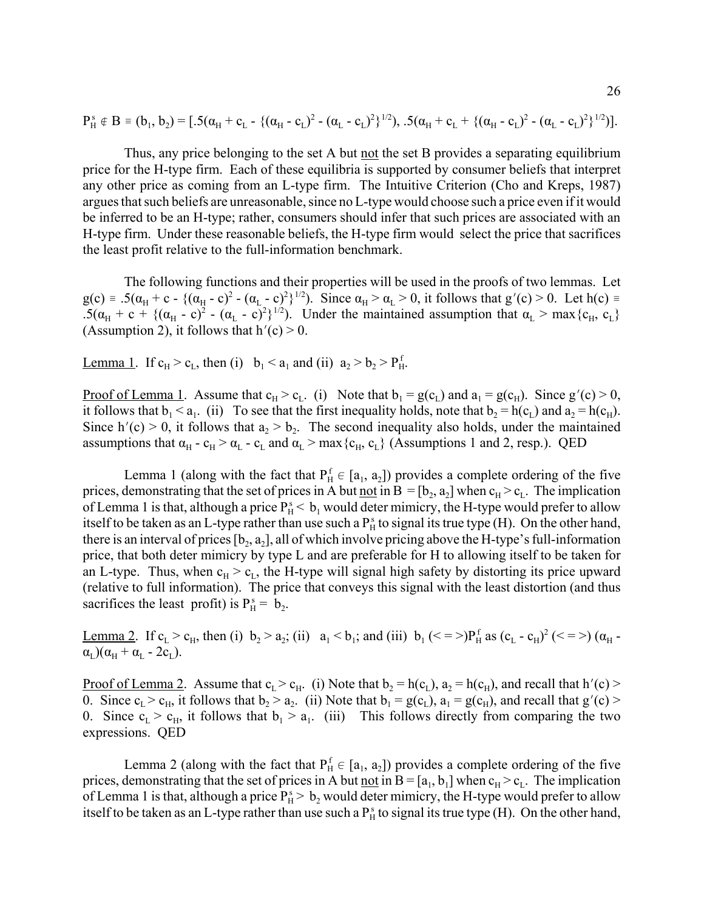$P^s_H \notin B \equiv (b_1, b_2) = [.5(\alpha_H + c_L - \{(\alpha_H - c_L)^2 - (\alpha_L - c_L)^2\}^{1/2}), .5(\alpha_H + c_L + \{(\alpha_H - c_L)^2 - (\alpha_L - c_L)^2\}^{1/2})]$.

Thus, any price belonging to the set A but not the set B provides a separating equilibrium price for the H-type firm. Each of these equilibria is supported by consumer beliefs that interpret any other price as coming from an L-type firm. The Intuitive Criterion (Cho and Kreps, 1987) argues that such beliefs are unreasonable, since no L-type would choose such a price even if it would be inferred to be an H-type; rather, consumers should infer that such prices are associated with an H-type firm. Under these reasonable beliefs, the H-type firm would select the price that sacrifices the least profit relative to the full-information benchmark.

The following functions and their properties will be used in the proofs of two lemmas. Let $g(c) \equiv .5(\alpha_H + c - \{(\alpha_H - c)^2 - (\alpha_L - c)^2\}^{1/2})$. Since $\alpha_H > \alpha_L > 0$, it follows that $g'(c) > 0$. Let $h(c) \equiv .5(\alpha_H + c + \{(\alpha_H - c)^2 - (\alpha_L - c)^2\}^{1/2})$. Under the maintained assumption that $\alpha_L > \max\{c_H, c_L\}$ (Assumption 2), it follows that $h'(c) > 0$.

Lemma 1. If $c_H > c_L$, then (i) $b_1 < a_1$ and (ii) $a_2 > b_2 > P^f_H$.

Proof of Lemma 1. Assume that $c_H > c_L$. (i) Note that $b_1 = g(c_L)$ and $a_1 = g(c_H)$. Since $g'(c) > 0$, it follows that $b_1 < a_1$. (ii) To see that the first inequality holds, note that $b_2 = h(c_L)$ and $a_2 = h(c_H)$. Since $h'(c) > 0$, it follows that $a_2 > b_2$. The second inequality also holds, under the maintained assumptions that $\alpha_H - c_H > \alpha_L - c_L$ and $\alpha_L > \max\{c_H, c_L\}$ (Assumptions 1 and 2, resp.). QED

Lemma 1 (along with the fact that $P^f_H \in [a_1, a_2]$) provides a complete ordering of the five prices, demonstrating that the set of prices in A but not in B $= [b_2, a_2]$ when $c_H > c_L$. The implication of Lemma 1 is that, although a price $P^s_H < b_1$ would deter mimicry, the H-type would prefer to allow itself to be taken as an L-type rather than use such a $P^s_H$ to signal its true type (H). On the other hand, there is an interval of prices $[b_2, a_2]$, all of which involve pricing above the H-type's full-information price, that both deter mimicry by type L and are preferable for H to allowing itself to be taken for an L-type. Thus, when $c_H > c_L$, the H-type will signal high safety by distorting its price upward (relative to full information). The price that conveys this signal with the least distortion (and thus sacrifices the least profit) is $P^s_H = b_2$.

Lemma 2. If $c_L > c_H$, then (i) $b_2 > a_2$; (ii) $a_1 < b_1$; and (iii) $b_1$ (< = >)$P^f_H$ as $(c_L - c_H)^2$ (< = >) $(\alpha_H - \alpha_L)(\alpha_H + \alpha_L - 2c_L)$.

Proof of Lemma 2. Assume that $c_L > c_H$. (i) Note that $b_2 = h(c_L)$, $a_2 = h(c_H)$, and recall that $h'(c) > 0$. Since $c_L > c_H$, it follows that $b_2 > a_2$. (ii) Note that $b_1 = g(c_L)$, $a_1 = g(c_H)$, and recall that $g'(c) > 0$. Since $c_L > c_H$, it follows that $b_1 > a_1$. (iii) This follows directly from comparing the two expressions. QED

Lemma 2 (along with the fact that $P^f_H \in [a_1, a_2]$) provides a complete ordering of the five prices, demonstrating that the set of prices in A but not in B $= [a_1, b_1]$ when $c_H > c_L$. The implication of Lemma 1 is that, although a price $P^s_H > b_2$ would deter mimicry, the H-type would prefer to allow itself to be taken as an L-type rather than use such a $P^s_H$ to signal its true type (H). On the other hand,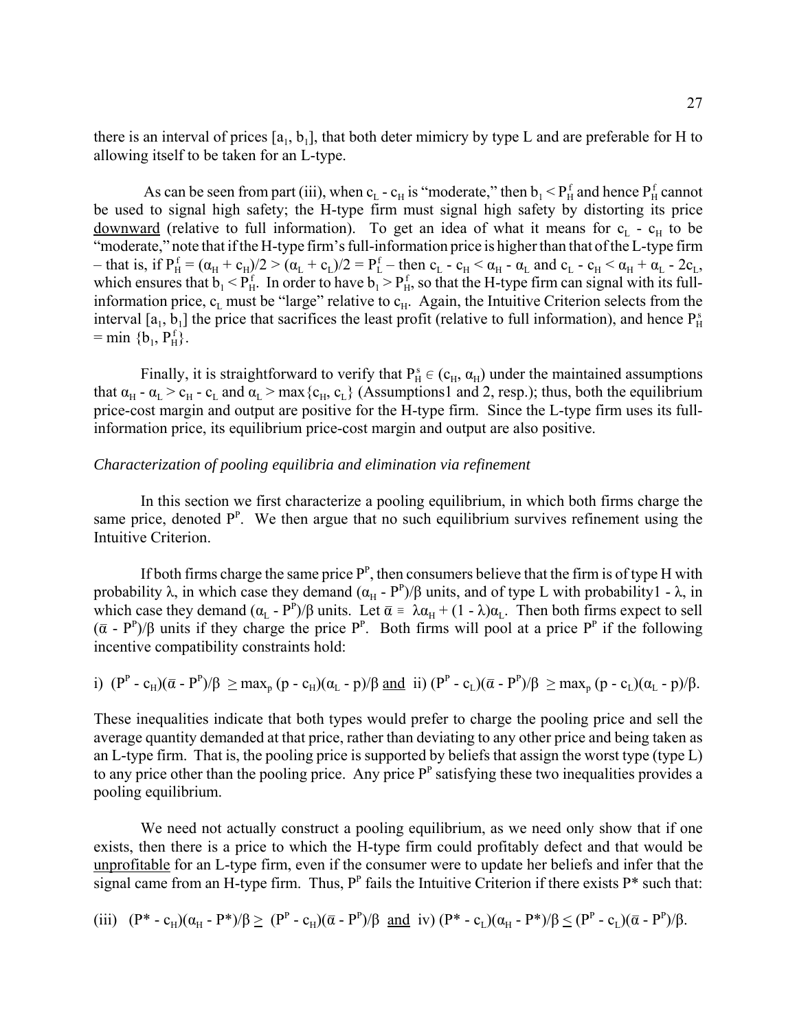there is an interval of prices $[a_1, b_1]$, that both deter mimicry by type L and are preferable for H to allowing itself to be taken for an L-type.

As can be seen from part (iii), when $c_L - c_H$ is "moderate," then $b_1 < P_H^f$ and hence $P_H^f$ cannot be used to signal high safety; the H-type firm must signal high safety by distorting its price downward (relative to full information). To get an idea of what it means for $c_L - c_H$ to be "moderate," note that if the H-type firm's full-information price is higher than that of the L-type firm – that is, if $P_H^f = (\alpha_H + c_H)/2 > (\alpha_L + c_L)/2 = P_L^f$ – then $c_L - c_H < \alpha_H - \alpha_L$ and $c_L - c_H < \alpha_H + \alpha_L - 2c_L$, which ensures that $b_1 < P_H^f$. In order to have $b_1 > P_H^f$, so that the H-type firm can signal with its full-information price, $c_L$ must be "large" relative to $c_H$. Again, the Intuitive Criterion selects from the interval $[a_1, b_1]$ the price that sacrifices the least profit (relative to full information), and hence $P_H^s = \min\{b_1, P_H^f\}$.

Finally, it is straightforward to verify that $P_H^s \in (c_H, \alpha_H)$ under the maintained assumptions that $\alpha_H - \alpha_L > c_H - c_L$ and $\alpha_L > \max\{c_H, c_L\}$ (Assumptions1 and 2, resp.); thus, both the equilibrium price-cost margin and output are positive for the H-type firm. Since the L-type firm uses its full-information price, its equilibrium price-cost margin and output are also positive.

*Characterization of pooling equilibria and elimination via refinement*

In this section we first characterize a pooling equilibrium, in which both firms charge the same price, denoted $P^P$. We then argue that no such equilibrium survives refinement using the Intuitive Criterion.

If both firms charge the same price $P^P$, then consumers believe that the firm is of type H with probability $\lambda$, in which case they demand $(\alpha_H - P^P)/\beta$ units, and of type L with probability $1 - \lambda$, in which case they demand $(\alpha_L - P^P)/\beta$ units. Let $\bar{\alpha} \equiv \lambda\alpha_H + (1 - \lambda)\alpha_L$. Then both firms expect to sell $(\bar{\alpha} - P^P)/\beta$ units if they charge the price $P^P$. Both firms will pool at a price $P^P$ if the following incentive compatibility constraints hold:

i) $(P^P - c_H)(\bar{\alpha} - P^P)/\beta \geq \max_p (p - c_H)(\alpha_L - p)/\beta$ and ii) $(P^P - c_L)(\bar{\alpha} - P^P)/\beta \geq \max_p (p - c_L)(\alpha_L - p)/\beta$.

These inequalities indicate that both types would prefer to charge the pooling price and sell the average quantity demanded at that price, rather than deviating to any other price and being taken as an L-type firm. That is, the pooling price is supported by beliefs that assign the worst type (type L) to any price other than the pooling price. Any price $P^P$ satisfying these two inequalities provides a pooling equilibrium.

We need not actually construct a pooling equilibrium, as we need only show that if one exists, then there is a price to which the H-type firm could profitably defect and that would be unprofitable for an L-type firm, even if the consumer were to update her beliefs and infer that the signal came from an H-type firm. Thus, $P^P$ fails the Intuitive Criterion if there exists $P^*$ such that:

(iii) $(P^* - c_H)(\alpha_H - P^*)/\beta \geq (P^P - c_H)(\bar{\alpha} - P^P)/\beta$ and iv) $(P^* - c_L)(\alpha_H - P^*)/\beta \leq (P^P - c_L)(\bar{\alpha} - P^P)/\beta$.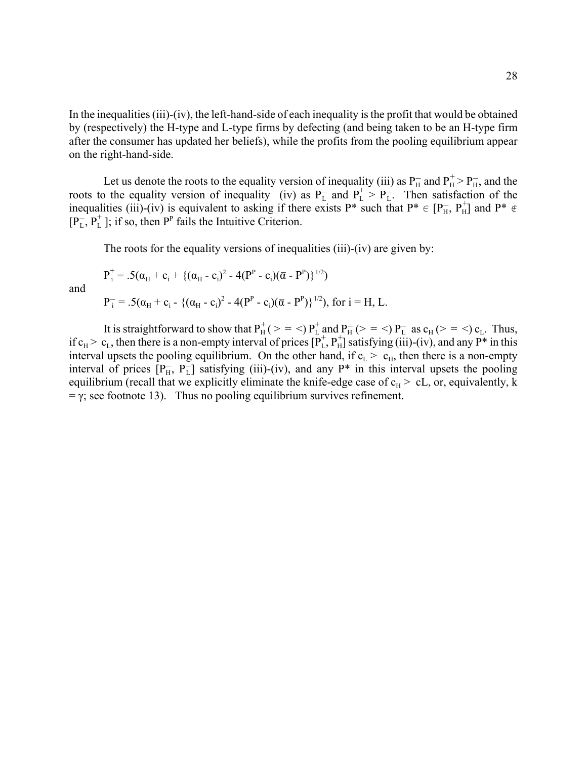In the inequalities (iii)-(iv), the left-hand-side of each inequality is the profit that would be obtained by (respectively) the H-type and L-type firms by defecting (and being taken to be an H-type firm after the consumer has updated her beliefs), while the profits from the pooling equilibrium appear on the right-hand-side.

Let us denote the roots to the equality version of inequality (iii) as $P_H^-$ and $P_H^+ > P_H^-$, and the roots to the equality version of inequality (iv) as $P_L^-$ and $P_L^+ > P_L^-$. Then satisfaction of the inequalities (iii)-(iv) is equivalent to asking if there exists P* such that $P^* \in [P_H^-, P_H^+]$ and $P^* \notin [P_L^-, P_L^+]$; if so, then $P^P$ fails the Intuitive Criterion.

The roots for the equality versions of inequalities (iii)-(iv) are given by:

$$P_i^+ = .5(\alpha_H + c_i + \{(\alpha_H - c_i)^2 - 4(P^P - c_i)(\bar{\alpha} - P^P)\}^{1/2})$$

and

$$P_i^- = .5(\alpha_H + c_i - \{(\alpha_H - c_i)^2 - 4(P^P - c_i)(\bar{\alpha} - P^P)\}^{1/2}), \text{ for } i = H, L.$$

It is straightforward to show that $P_H^+$ ( > = < ) $P_L^+$ and $P_H^-$ (> = <) $P_L^-$ as $c_H$ (> = <) $c_L$. Thus, if $c_H > c_L$, then there is a non-empty interval of prices $[P_L^+, P_H^+]$ satisfying (iii)-(iv), and any P* in this interval upsets the pooling equilibrium. On the other hand, if $c_L > c_H$, then there is a non-empty interval of prices $[P_H^-, P_L^-]$ satisfying (iii)-(iv), and any P* in this interval upsets the pooling equilibrium (recall that we explicitly eliminate the knife-edge case of $c_H >$ cL, or, equivalently, k = γ; see footnote 13). Thus no pooling equilibrium survives refinement.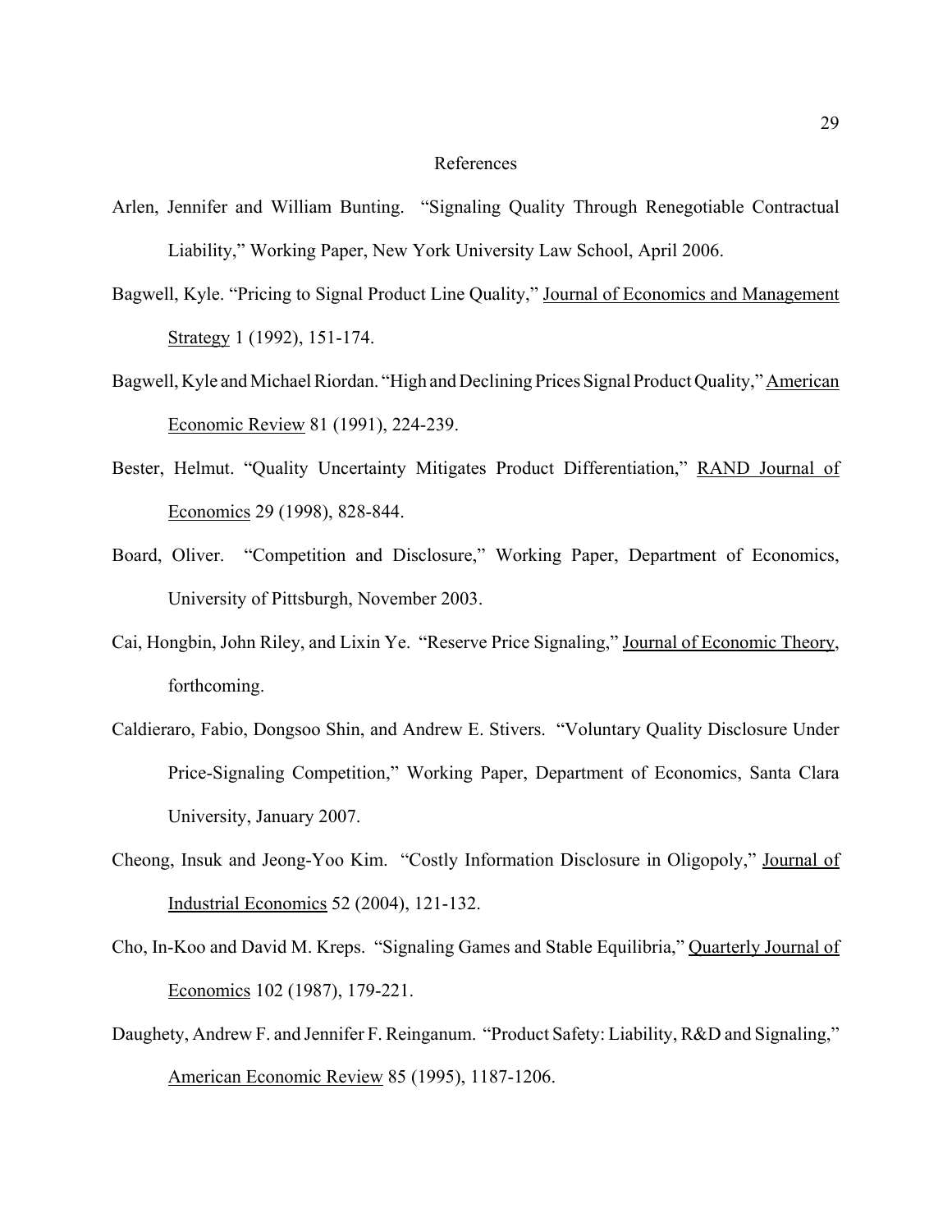## References

Arlen, Jennifer and William Bunting. "Signaling Quality Through Renegotiable Contractual Liability," Working Paper, New York University Law School, April 2006.

Bagwell, Kyle. "Pricing to Signal Product Line Quality," Journal of Economics and Management Strategy 1 (1992), 151-174.

Bagwell, Kyle and Michael Riordan. "High and Declining Prices Signal Product Quality," American Economic Review 81 (1991), 224-239.

Bester, Helmut. "Quality Uncertainty Mitigates Product Differentiation," RAND Journal of Economics 29 (1998), 828-844.

Board, Oliver. "Competition and Disclosure," Working Paper, Department of Economics, University of Pittsburgh, November 2003.

Cai, Hongbin, John Riley, and Lixin Ye. "Reserve Price Signaling," Journal of Economic Theory, forthcoming.

Caldieraro, Fabio, Dongsoo Shin, and Andrew E. Stivers. "Voluntary Quality Disclosure Under Price-Signaling Competition," Working Paper, Department of Economics, Santa Clara University, January 2007.

Cheong, Insuk and Jeong-Yoo Kim. "Costly Information Disclosure in Oligopoly," Journal of Industrial Economics 52 (2004), 121-132.

Cho, In-Koo and David M. Kreps. "Signaling Games and Stable Equilibria," Quarterly Journal of Economics 102 (1987), 179-221.

Daughety, Andrew F. and Jennifer F. Reinganum. "Product Safety: Liability, R&D and Signaling," American Economic Review 85 (1995), 1187-1206.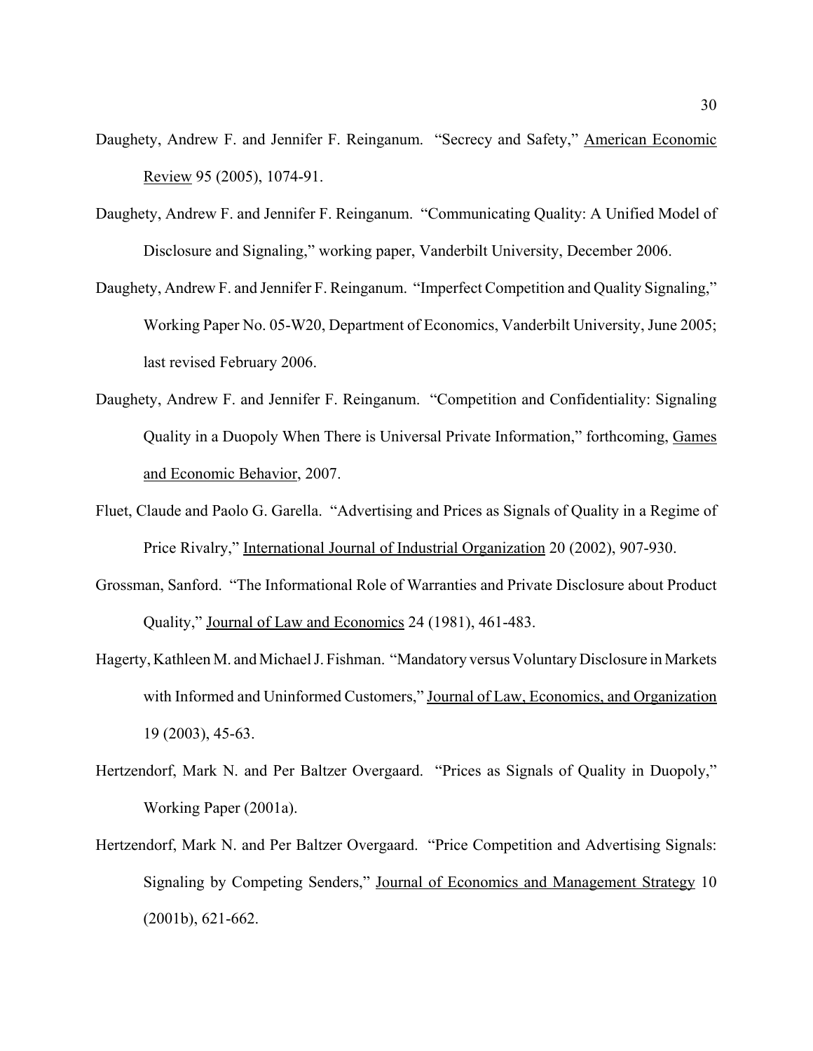Daughety, Andrew F. and Jennifer F. Reinganum. "Secrecy and Safety," American Economic Review 95 (2005), 1074-91.

Daughety, Andrew F. and Jennifer F. Reinganum. "Communicating Quality: A Unified Model of Disclosure and Signaling," working paper, Vanderbilt University, December 2006.

Daughety, Andrew F. and Jennifer F. Reinganum. "Imperfect Competition and Quality Signaling," Working Paper No. 05-W20, Department of Economics, Vanderbilt University, June 2005; last revised February 2006.

Daughety, Andrew F. and Jennifer F. Reinganum. "Competition and Confidentiality: Signaling Quality in a Duopoly When There is Universal Private Information," forthcoming, Games and Economic Behavior, 2007.

Fluet, Claude and Paolo G. Garella. "Advertising and Prices as Signals of Quality in a Regime of Price Rivalry," International Journal of Industrial Organization 20 (2002), 907-930.

Grossman, Sanford. "The Informational Role of Warranties and Private Disclosure about Product Quality," Journal of Law and Economics 24 (1981), 461-483.

Hagerty, Kathleen M. and Michael J. Fishman. "Mandatory versus Voluntary Disclosure in Markets with Informed and Uninformed Customers," Journal of Law, Economics, and Organization 19 (2003), 45-63.

Hertzendorf, Mark N. and Per Baltzer Overgaard. "Prices as Signals of Quality in Duopoly," Working Paper (2001a).

Hertzendorf, Mark N. and Per Baltzer Overgaard. "Price Competition and Advertising Signals: Signaling by Competing Senders," Journal of Economics and Management Strategy 10 (2001b), 621-662.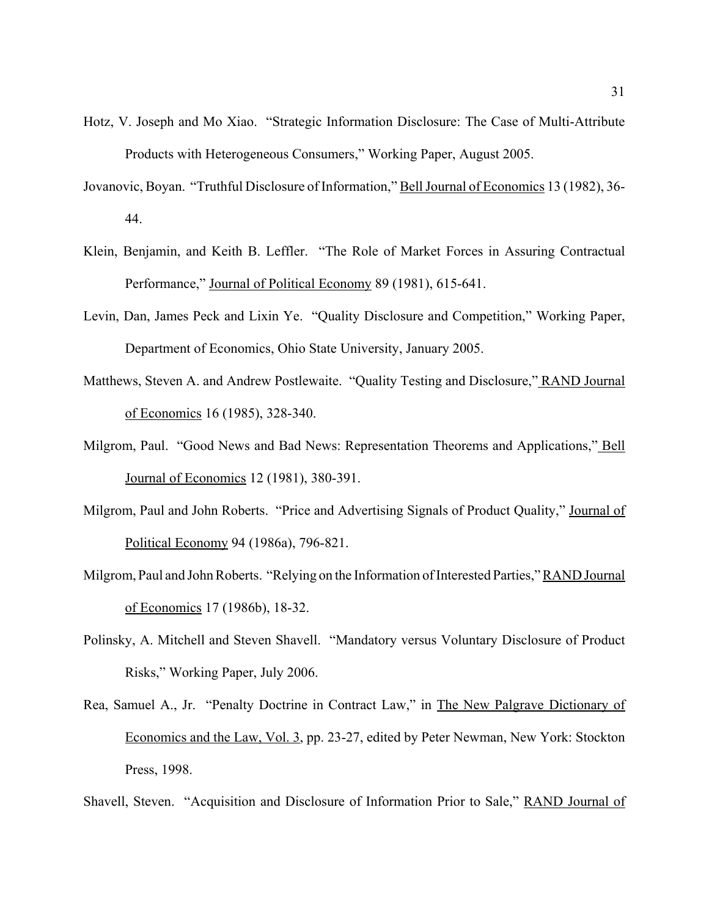Hotz, V. Joseph and Mo Xiao. "Strategic Information Disclosure: The Case of Multi-Attribute Products with Heterogeneous Consumers," Working Paper, August 2005.

Jovanovic, Boyan. "Truthful Disclosure of Information," Bell Journal of Economics 13 (1982), 36-44.

Klein, Benjamin, and Keith B. Leffler. "The Role of Market Forces in Assuring Contractual Performance," Journal of Political Economy 89 (1981), 615-641.

Levin, Dan, James Peck and Lixin Ye. "Quality Disclosure and Competition," Working Paper, Department of Economics, Ohio State University, January 2005.

Matthews, Steven A. and Andrew Postlewaite. "Quality Testing and Disclosure," RAND Journal of Economics 16 (1985), 328-340.

Milgrom, Paul. "Good News and Bad News: Representation Theorems and Applications," Bell Journal of Economics 12 (1981), 380-391.

Milgrom, Paul and John Roberts. "Price and Advertising Signals of Product Quality," Journal of Political Economy 94 (1986a), 796-821.

Milgrom, Paul and John Roberts. "Relying on the Information of Interested Parties," RAND Journal of Economics 17 (1986b), 18-32.

Polinsky, A. Mitchell and Steven Shavell. "Mandatory versus Voluntary Disclosure of Product Risks," Working Paper, July 2006.

Rea, Samuel A., Jr. "Penalty Doctrine in Contract Law," in The New Palgrave Dictionary of Economics and the Law, Vol. 3, pp. 23-27, edited by Peter Newman, New York: Stockton Press, 1998.

Shavell, Steven. "Acquisition and Disclosure of Information Prior to Sale," RAND Journal of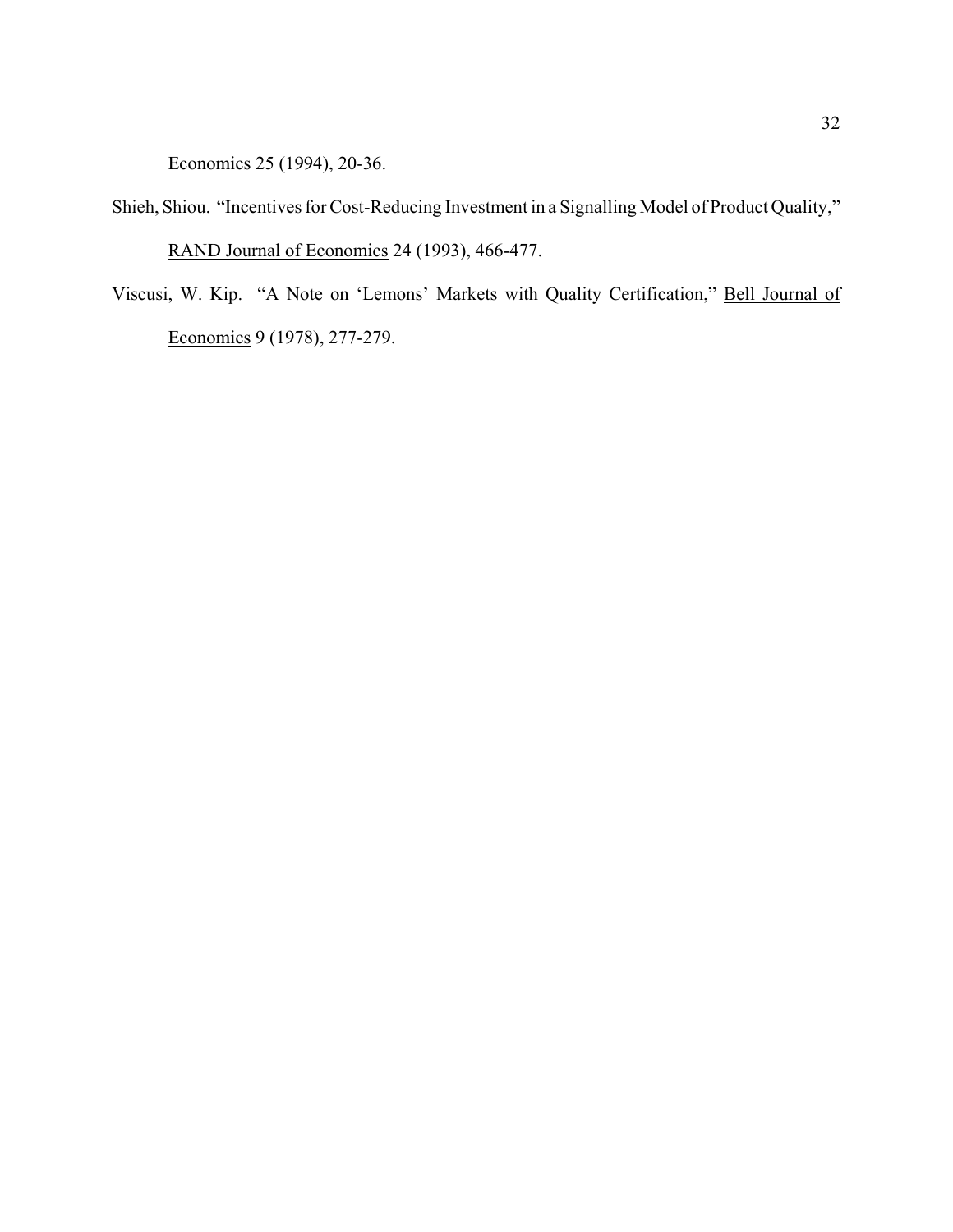Economics 25 (1994), 20-36.

Shieh, Shiou. "Incentives for Cost-Reducing Investment in a Signalling Model of Product Quality," RAND Journal of Economics 24 (1993), 466-477.

Viscusi, W. Kip. "A Note on 'Lemons' Markets with Quality Certification," Bell Journal of Economics 9 (1978), 277-279.